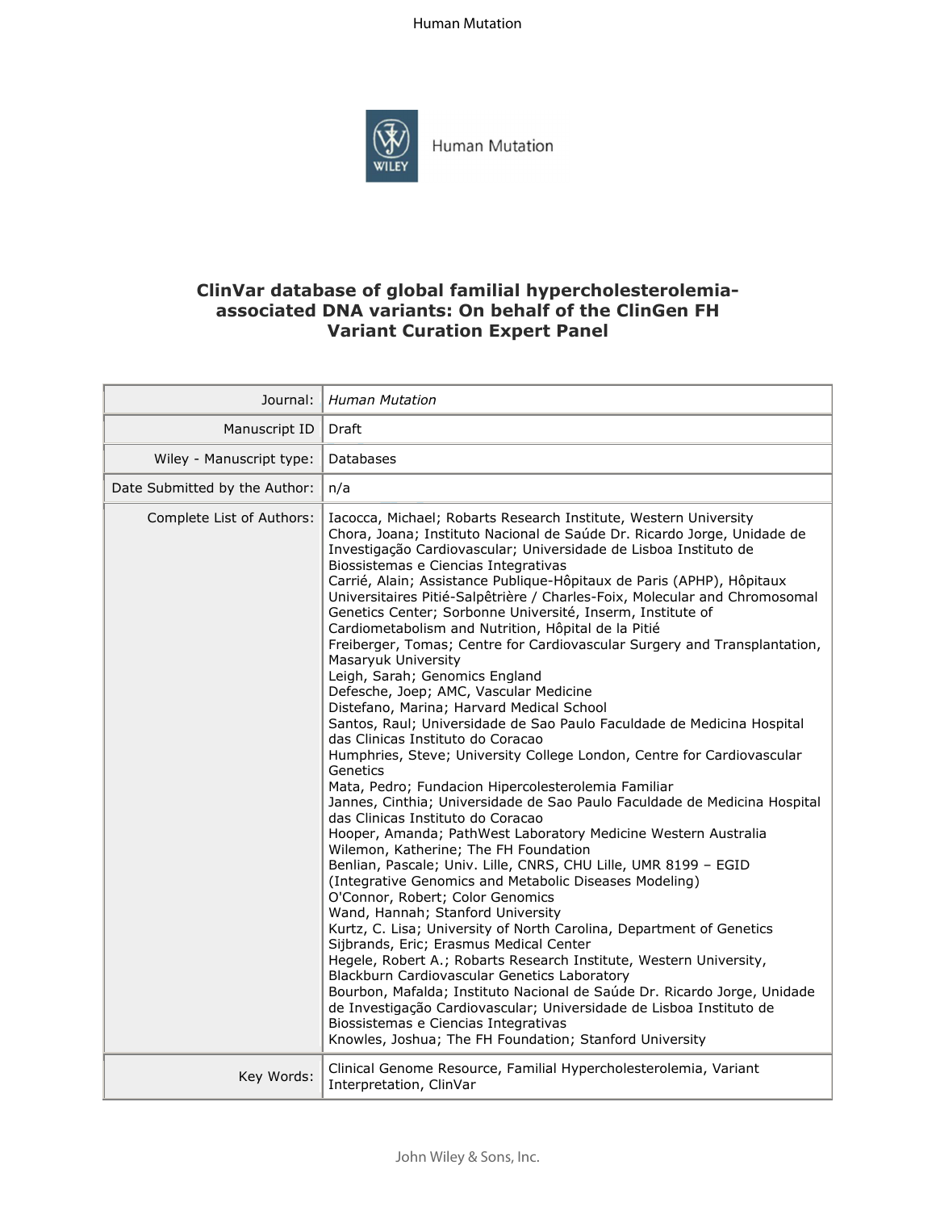# ClinVar database of global familial hypercholesterolemia-associated DNA variants: On behalf of the ClinGen FH Variant Curation Expert Panel

| | |
|---|---|
| Journal: | *Human Mutation* |
| Manuscript ID | Draft |
| Wiley - Manuscript type: | Databases |
| Date Submitted by the Author: | n/a |
| Complete List of Authors: | Iacocca, Michael; Robarts Research Institute, Western University<br>Chora, Joana; Instituto Nacional de Saúde Dr. Ricardo Jorge, Unidade de Investigação Cardiovascular; Universidade de Lisboa Instituto de Biossistemas e Ciencias Integrativas<br>Carrié, Alain; Assistance Publique-Hôpitaux de Paris (APHP), Hôpitaux Universitaires Pitié-Salpêtrière / Charles-Foix, Molecular and Chromosomal Genetics Center; Sorbonne Université, Inserm, Institute of Cardiometabolism and Nutrition, Hôpital de la Pitié<br>Freiberger, Tomas; Centre for Cardiovascular Surgery and Transplantation, Masaryuk University<br>Leigh, Sarah; Genomics England<br>Defesche, Joep; AMC, Vascular Medicine<br>Distefano, Marina; Harvard Medical School<br>Santos, Raul; Universidade de Sao Paulo Faculdade de Medicina Hospital das Clinicas Instituto do Coracao<br>Humphries, Steve; University College London, Centre for Cardiovascular Genetics<br>Mata, Pedro; Fundacion Hipercolesterolemia Familiar<br>Jannes, Cinthia; Universidade de Sao Paulo Faculdade de Medicina Hospital das Clinicas Instituto do Coracao<br>Hooper, Amanda; PathWest Laboratory Medicine Western Australia<br>Wilemon, Katherine; The FH Foundation<br>Benlian, Pascale; Univ. Lille, CNRS, CHU Lille, UMR 8199 – EGID (Integrative Genomics and Metabolic Diseases Modeling)<br>O'Connor, Robert; Color Genomics<br>Wand, Hannah; Stanford University<br>Kurtz, C. Lisa; University of North Carolina, Department of Genetics<br>Sijbrands, Eric; Erasmus Medical Center<br>Hegele, Robert A.; Robarts Research Institute, Western University, Blackburn Cardiovascular Genetics Laboratory<br>Bourbon, Mafalda; Instituto Nacional de Saúde Dr. Ricardo Jorge, Unidade de Investigação Cardiovascular; Universidade de Lisboa Instituto de Biossistemas e Ciencias Integrativas<br>Knowles, Joshua; The FH Foundation; Stanford University |
| Key Words: | Clinical Genome Resource, Familial Hypercholesterolemia, Variant Interpretation, ClinVar |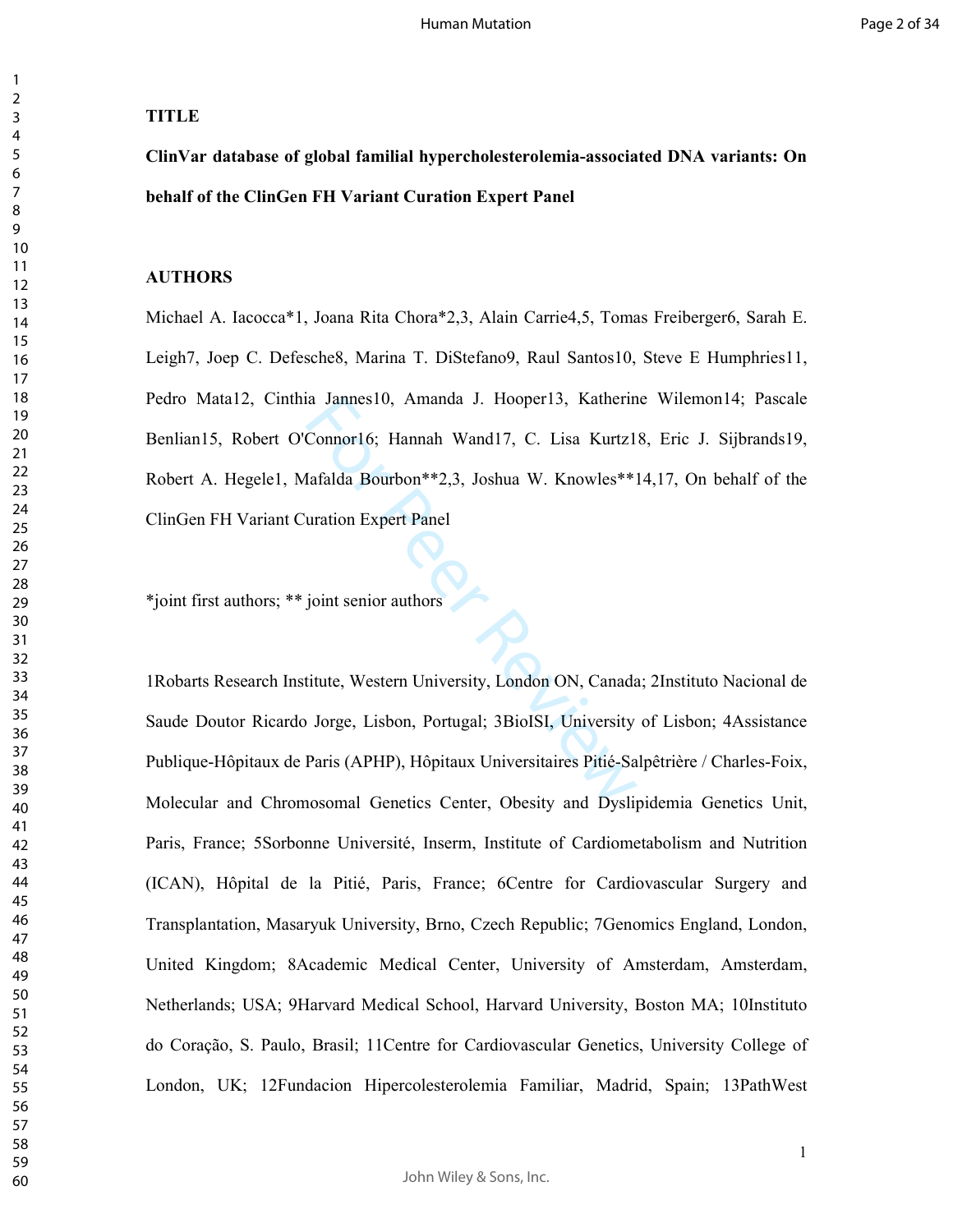**TITLE**

**ClinVar database of global familial hypercholesterolemia-associated DNA variants: On behalf of the ClinGen FH Variant Curation Expert Panel**

**AUTHORS**

Michael A. Iacocca*1, Joana Rita Chora*2,3, Alain Carrie4,5, Tomas Freiberger6, Sarah E. Leigh7, Joep C. Defesche8, Marina T. DiStefano9, Raul Santos10, Steve E Humphries11, Pedro Mata12, Cinthia Jannes10, Amanda J. Hooper13, Katherine Wilemon14; Pascale Benlian15, Robert O'Connor16; Hannah Wand17, C. Lisa Kurtz18, Eric J. Sijbrands19, Robert A. Hegele1, Mafalda Bourbon**2,3, Joshua W. Knowles**14,17, On behalf of the ClinGen FH Variant Curation Expert Panel

*joint first authors; ** joint senior authors

1Robarts Research Institute, Western University, London ON, Canada; 2Instituto Nacional de Saude Doutor Ricardo Jorge, Lisbon, Portugal; 3BioISI, University of Lisbon; 4Assistance Publique-Hôpitaux de Paris (APHP), Hôpitaux Universitaires Pitié-Salpêtrière / Charles-Foix, Molecular and Chromosomal Genetics Center, Obesity and Dyslipidemia Genetics Unit, Paris, France; 5Sorbonne Université, Inserm, Institute of Cardiometabolism and Nutrition (ICAN), Hôpital de la Pitié, Paris, France; 6Centre for Cardiovascular Surgery and Transplantation, Masaryuk University, Brno, Czech Republic; 7Genomics England, London, United Kingdom; 8Academic Medical Center, University of Amsterdam, Amsterdam, Netherlands; USA; 9Harvard Medical School, Harvard University, Boston MA; 10Instituto do Coração, S. Paulo, Brasil; 11Centre for Cardiovascular Genetics, University College of London, UK; 12Fundacion Hipercolesterolemia Familiar, Madrid, Spain; 13PathWest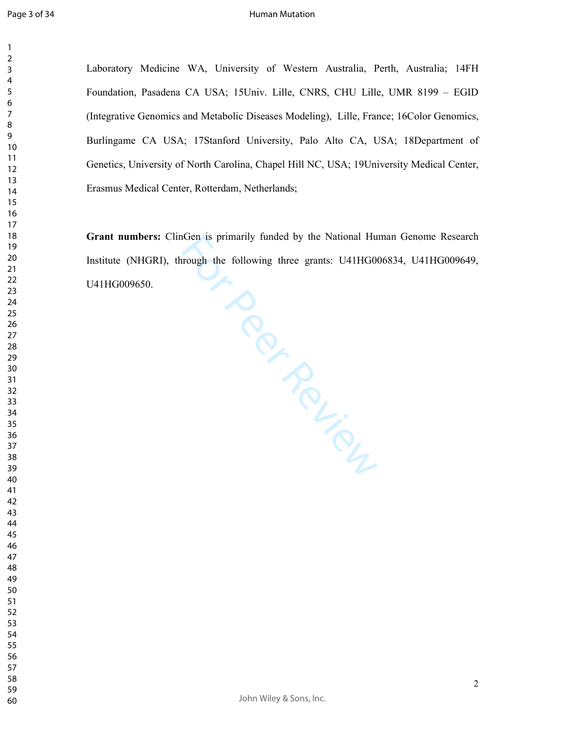Laboratory Medicine WA, University of Western Australia, Perth, Australia; [14]FH Foundation, Pasadena CA USA; [15]Univ. Lille, CNRS, CHU Lille, UMR 8199 – EGID (Integrative Genomics and Metabolic Diseases Modeling), Lille, France; [16]Color Genomics, Burlingame CA USA; [17]Stanford University, Palo Alto CA, USA; [18]Department of Genetics, University of North Carolina, Chapel Hill NC, USA; [19]University Medical Center, Erasmus Medical Center, Rotterdam, Netherlands;

**Grant numbers:** ClinGen is primarily funded by the National Human Genome Research Institute (NHGRI), through the following three grants: U41HG006834, U41HG009649, U41HG009650.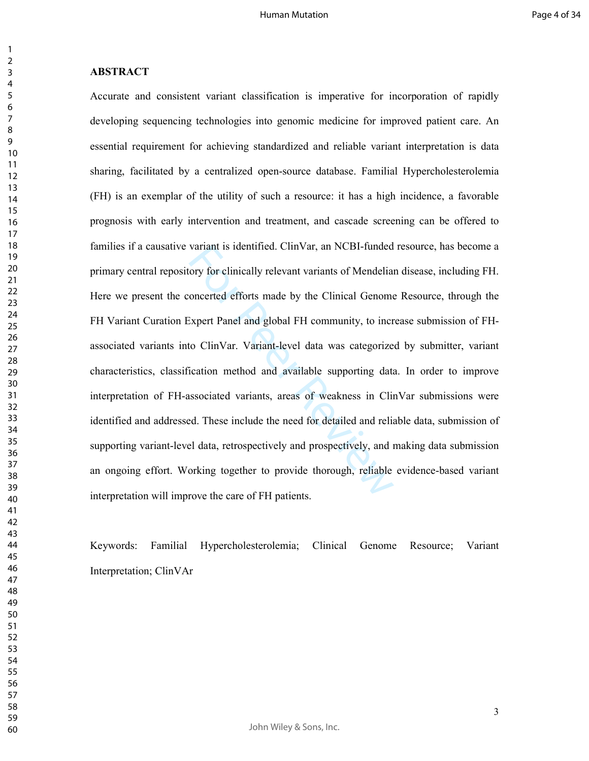## ABSTRACT

Accurate and consistent variant classification is imperative for incorporation of rapidly developing sequencing technologies into genomic medicine for improved patient care. An essential requirement for achieving standardized and reliable variant interpretation is data sharing, facilitated by a centralized open-source database. Familial Hypercholesterolemia (FH) is an exemplar of the utility of such a resource: it has a high incidence, a favorable prognosis with early intervention and treatment, and cascade screening can be offered to families if a causative variant is identified. ClinVar, an NCBI-funded resource, has become a primary central repository for clinically relevant variants of Mendelian disease, including FH. Here we present the concerted efforts made by the Clinical Genome Resource, through the FH Variant Curation Expert Panel and global FH community, to increase submission of FH-associated variants into ClinVar. Variant-level data was categorized by submitter, variant characteristics, classification method and available supporting data. In order to improve interpretation of FH-associated variants, areas of weakness in ClinVar submissions were identified and addressed. These include the need for detailed and reliable data, submission of supporting variant-level data, retrospectively and prospectively, and making data submission an ongoing effort. Working together to provide thorough, reliable evidence-based variant interpretation will improve the care of FH patients.

Keywords: Familial Hypercholesterolemia; Clinical Genome Resource; Variant Interpretation; ClinVAr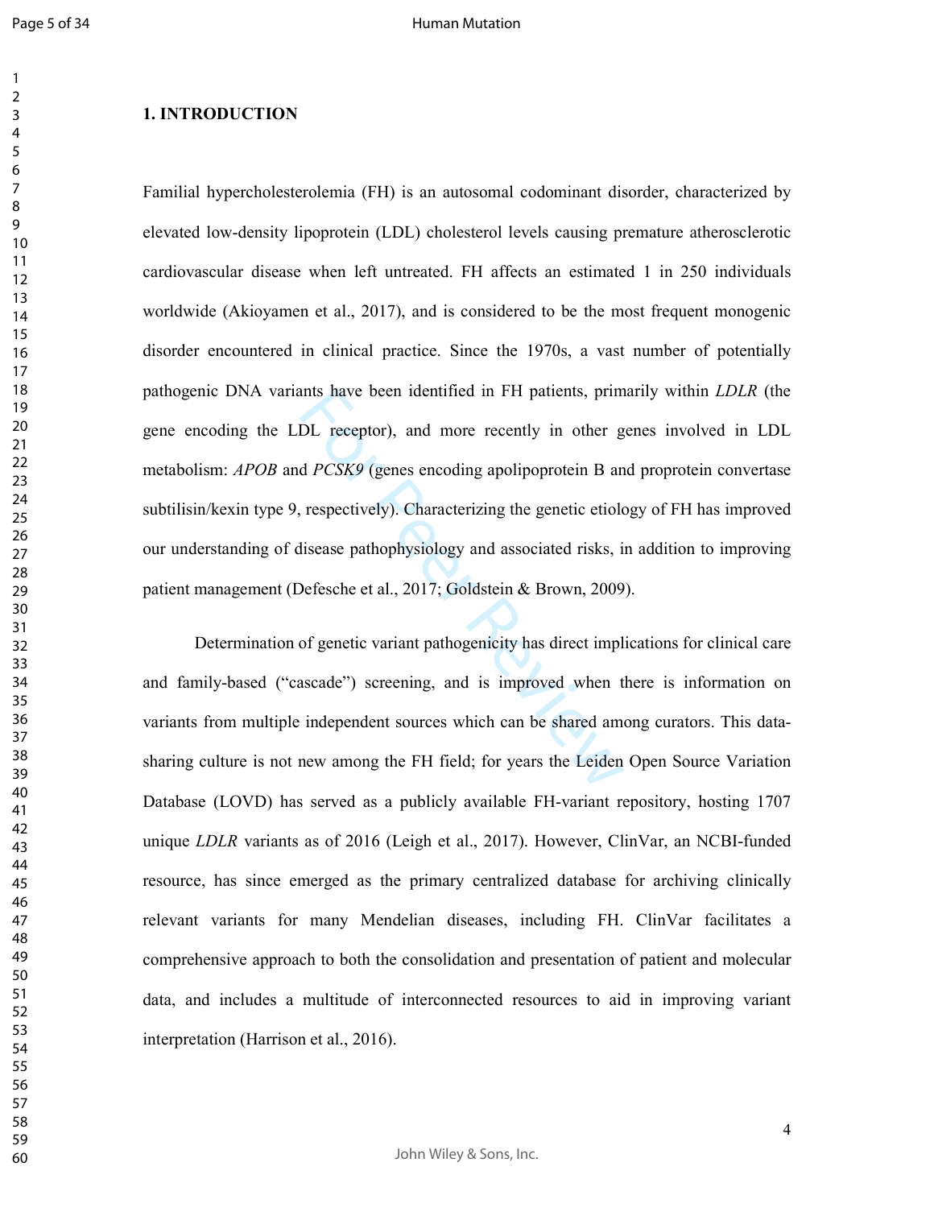## 1. INTRODUCTION

Familial hypercholesterolemia (FH) is an autosomal codominant disorder, characterized by elevated low-density lipoprotein (LDL) cholesterol levels causing premature atherosclerotic cardiovascular disease when left untreated. FH affects an estimated 1 in 250 individuals worldwide (Akioyamen et al., 2017), and is considered to be the most frequent monogenic disorder encountered in clinical practice. Since the 1970s, a vast number of potentially pathogenic DNA variants have been identified in FH patients, primarily within *LDLR* (the gene encoding the LDL receptor), and more recently in other genes involved in LDL metabolism: *APOB* and *PCSK9* (genes encoding apolipoprotein B and proprotein convertase subtilisin/kexin type 9, respectively). Characterizing the genetic etiology of FH has improved our understanding of disease pathophysiology and associated risks, in addition to improving patient management (Defesche et al., 2017; Goldstein & Brown, 2009).

Determination of genetic variant pathogenicity has direct implications for clinical care and family-based ("cascade") screening, and is improved when there is information on variants from multiple independent sources which can be shared among curators. This data-sharing culture is not new among the FH field; for years the Leiden Open Source Variation Database (LOVD) has served as a publicly available FH-variant repository, hosting 1707 unique *LDLR* variants as of 2016 (Leigh et al., 2017). However, ClinVar, an NCBI-funded resource, has since emerged as the primary centralized database for archiving clinically relevant variants for many Mendelian diseases, including FH. ClinVar facilitates a comprehensive approach to both the consolidation and presentation of patient and molecular data, and includes a multitude of interconnected resources to aid in improving variant interpretation (Harrison et al., 2016).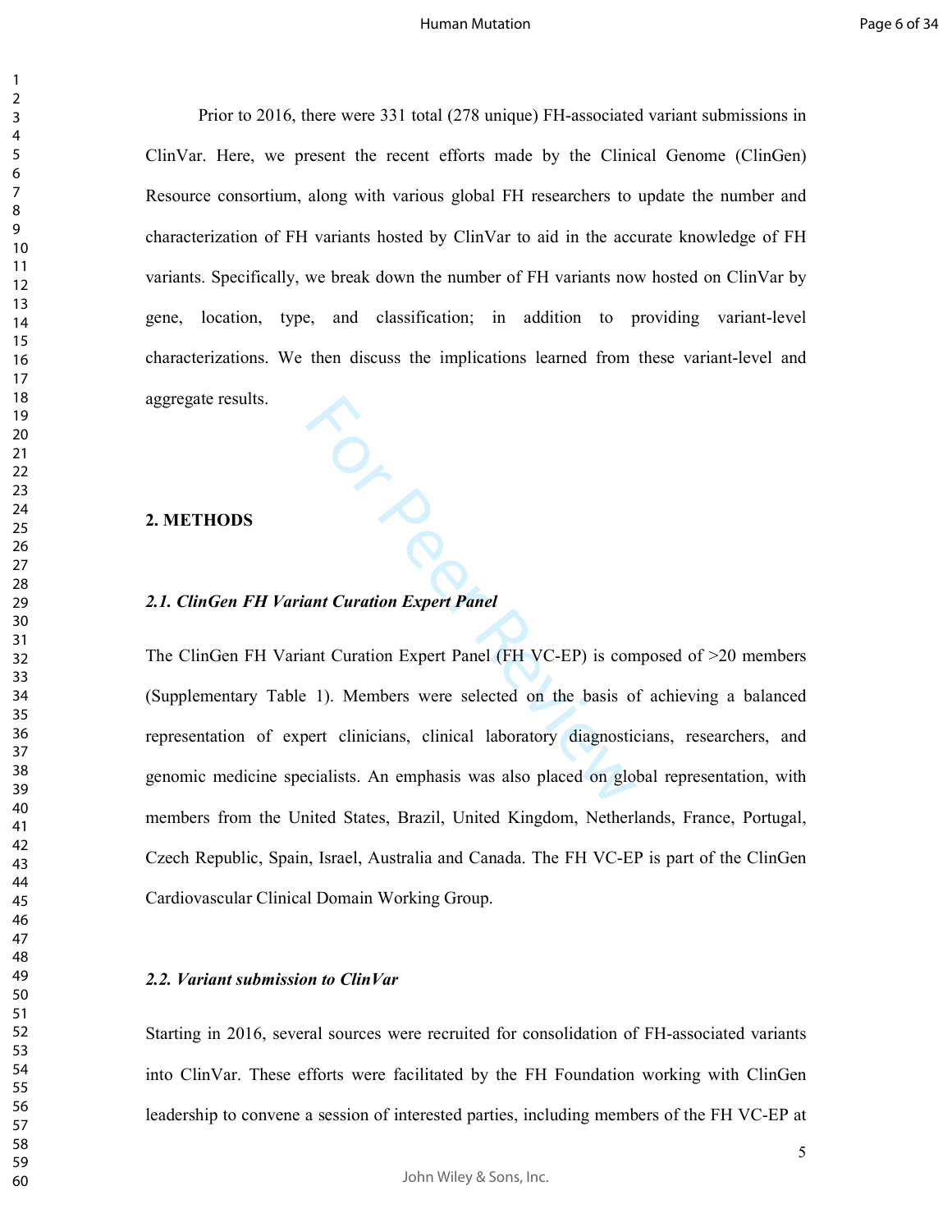Prior to 2016, there were 331 total (278 unique) FH-associated variant submissions in ClinVar. Here, we present the recent efforts made by the Clinical Genome (ClinGen) Resource consortium, along with various global FH researchers to update the number and characterization of FH variants hosted by ClinVar to aid in the accurate knowledge of FH variants. Specifically, we break down the number of FH variants now hosted on ClinVar by gene, location, type, and classification; in addition to providing variant-level characterizations. We then discuss the implications learned from these variant-level and aggregate results.

## 2. METHODS

### *2.1. ClinGen FH Variant Curation Expert Panel*

The ClinGen FH Variant Curation Expert Panel (FH VC-EP) is composed of >20 members (Supplementary Table 1). Members were selected on the basis of achieving a balanced representation of expert clinicians, clinical laboratory diagnosticians, researchers, and genomic medicine specialists. An emphasis was also placed on global representation, with members from the United States, Brazil, United Kingdom, Netherlands, France, Portugal, Czech Republic, Spain, Israel, Australia and Canada. The FH VC-EP is part of the ClinGen Cardiovascular Clinical Domain Working Group.

### *2.2. Variant submission to ClinVar*

Starting in 2016, several sources were recruited for consolidation of FH-associated variants into ClinVar. These efforts were facilitated by the FH Foundation working with ClinGen leadership to convene a session of interested parties, including members of the FH VC-EP at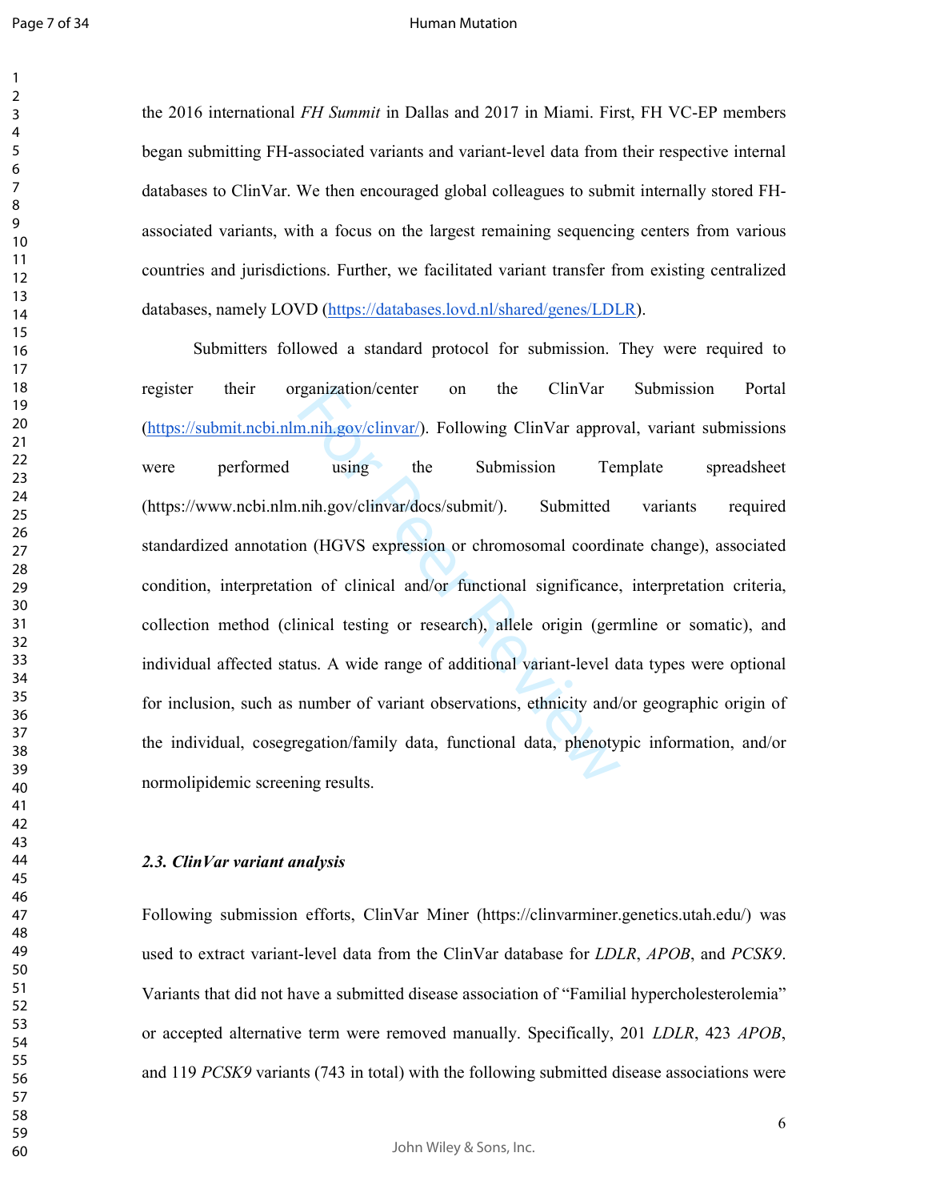the 2016 international *FH Summit* in Dallas and 2017 in Miami. First, FH VC-EP members began submitting FH-associated variants and variant-level data from their respective internal databases to ClinVar. We then encouraged global colleagues to submit internally stored FH-associated variants, with a focus on the largest remaining sequencing centers from various countries and jurisdictions. Further, we facilitated variant transfer from existing centralized databases, namely LOVD (https://databases.lovd.nl/shared/genes/LDLR).

Submitters followed a standard protocol for submission. They were required to register their organization/center on the ClinVar Submission Portal (https://submit.ncbi.nlm.nih.gov/clinvar/). Following ClinVar approval, variant submissions were performed using the Submission Template spreadsheet (https://www.ncbi.nlm.nih.gov/clinvar/docs/submit/). Submitted variants required standardized annotation (HGVS expression or chromosomal coordinate change), associated condition, interpretation of clinical and/or functional significance, interpretation criteria, collection method (clinical testing or research), allele origin (germline or somatic), and individual affected status. A wide range of additional variant-level data types were optional for inclusion, such as number of variant observations, ethnicity and/or geographic origin of the individual, cosegregation/family data, functional data, phenotypic information, and/or normolipidemic screening results.

### *2.3. ClinVar variant analysis*

Following submission efforts, ClinVar Miner (https://clinvarminer.genetics.utah.edu/) was used to extract variant-level data from the ClinVar database for *LDLR*, *APOB*, and *PCSK9*. Variants that did not have a submitted disease association of "Familial hypercholesterolemia" or accepted alternative term were removed manually. Specifically, 201 *LDLR*, 423 *APOB*, and 119 *PCSK9* variants (743 in total) with the following submitted disease associations were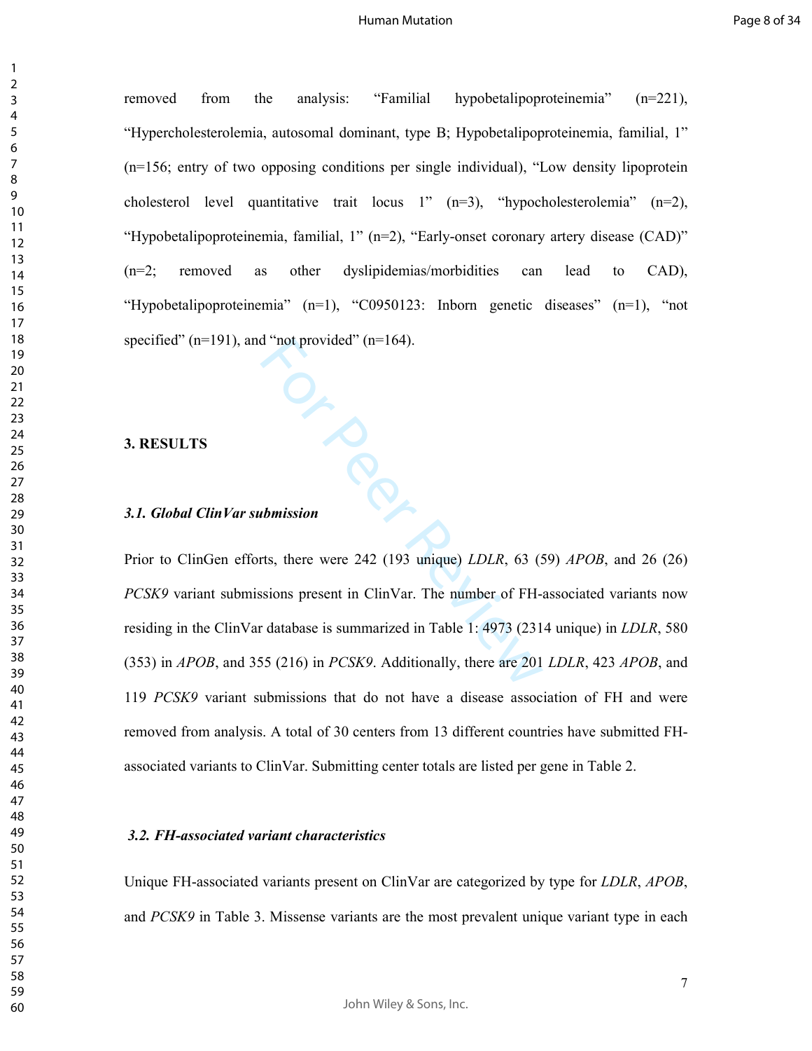removed from the analysis: "Familial hypobetalipoproteinemia" (n=221), "Hypercholesterolemia, autosomal dominant, type B; Hypobetalipoproteinemia, familial, 1" (n=156; entry of two opposing conditions per single individual), "Low density lipoprotein cholesterol level quantitative trait locus 1" (n=3), "hypocholesterolemia" (n=2), "Hypobetalipoproteinemia, familial, 1" (n=2), "Early-onset coronary artery disease (CAD)" (n=2; removed as other dyslipidemias/morbidities can lead to CAD), "Hypobetalipoproteinemia" (n=1), "C0950123: Inborn genetic diseases" (n=1), "not specified" (n=191), and "not provided" (n=164).

## 3. RESULTS

### *3.1. Global ClinVar submission*

Prior to ClinGen efforts, there were 242 (193 unique) *LDLR*, 63 (59) *APOB*, and 26 (26) *PCSK9* variant submissions present in ClinVar. The number of FH-associated variants now residing in the ClinVar database is summarized in Table 1: 4973 (2314 unique) in *LDLR*, 580 (353) in *APOB*, and 355 (216) in *PCSK9*. Additionally, there are 201 *LDLR*, 423 *APOB*, and 119 *PCSK9* variant submissions that do not have a disease association of FH and were removed from analysis. A total of 30 centers from 13 different countries have submitted FH-associated variants to ClinVar. Submitting center totals are listed per gene in Table 2.

### *3.2. FH-associated variant characteristics*

Unique FH-associated variants present on ClinVar are categorized by type for *LDLR*, *APOB*, and *PCSK9* in Table 3. Missense variants are the most prevalent unique variant type in each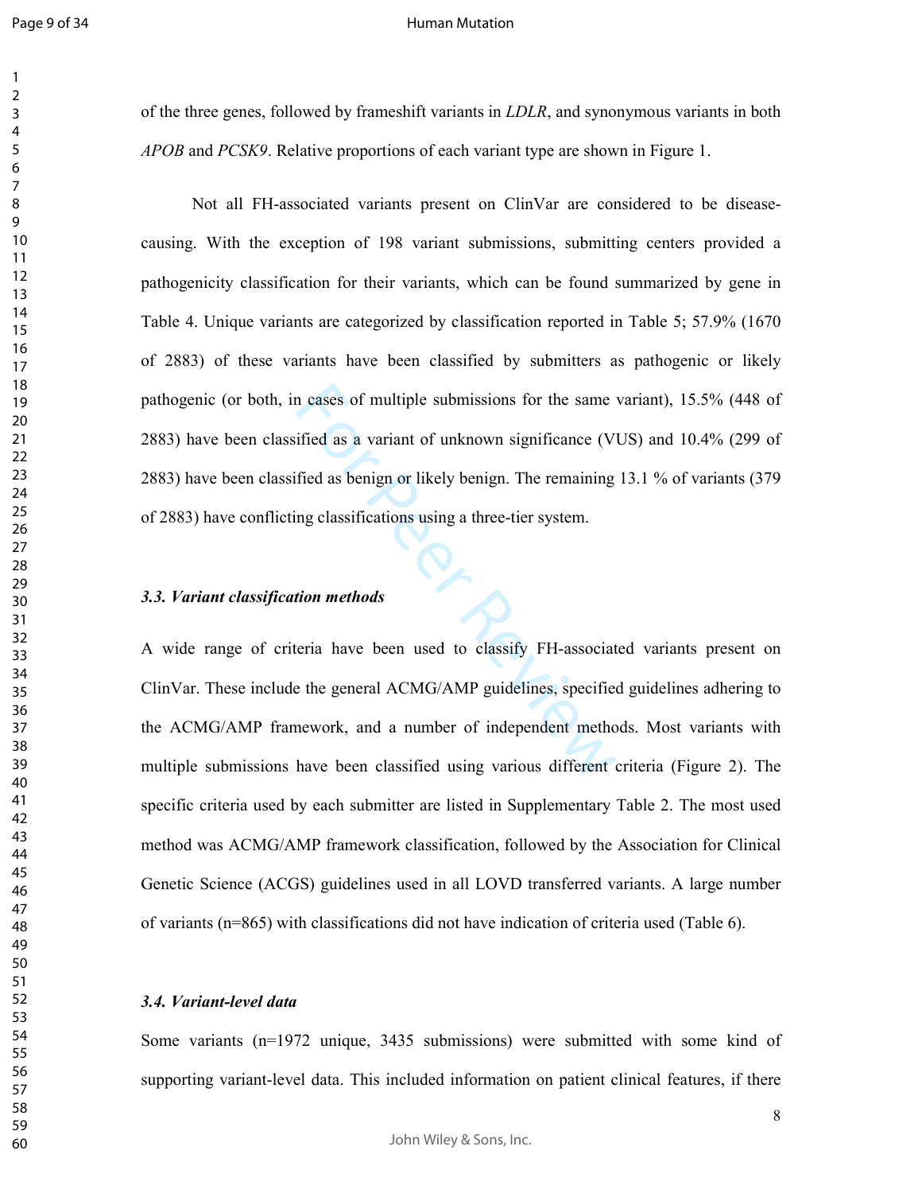of the three genes, followed by frameshift variants in *LDLR*, and synonymous variants in both *APOB* and *PCSK9*. Relative proportions of each variant type are shown in Figure 1.

Not all FH-associated variants present on ClinVar are considered to be disease-causing. With the exception of 198 variant submissions, submitting centers provided a pathogenicity classification for their variants, which can be found summarized by gene in Table 4. Unique variants are categorized by classification reported in Table 5; 57.9% (1670 of 2883) of these variants have been classified by submitters as pathogenic or likely pathogenic (or both, in cases of multiple submissions for the same variant), 15.5% (448 of 2883) have been classified as a variant of unknown significance (VUS) and 10.4% (299 of 2883) have been classified as benign or likely benign. The remaining 13.1 % of variants (379 of 2883) have conflicting classifications using a three-tier system.

### *3.3. Variant classification methods*

A wide range of criteria have been used to classify FH-associated variants present on ClinVar. These include the general ACMG/AMP guidelines, specified guidelines adhering to the ACMG/AMP framework, and a number of independent methods. Most variants with multiple submissions have been classified using various different criteria (Figure 2). The specific criteria used by each submitter are listed in Supplementary Table 2. The most used method was ACMG/AMP framework classification, followed by the Association for Clinical Genetic Science (ACGS) guidelines used in all LOVD transferred variants. A large number of variants (n=865) with classifications did not have indication of criteria used (Table 6).

### *3.4. Variant-level data*

Some variants (n=1972 unique, 3435 submissions) were submitted with some kind of supporting variant-level data. This included information on patient clinical features, if there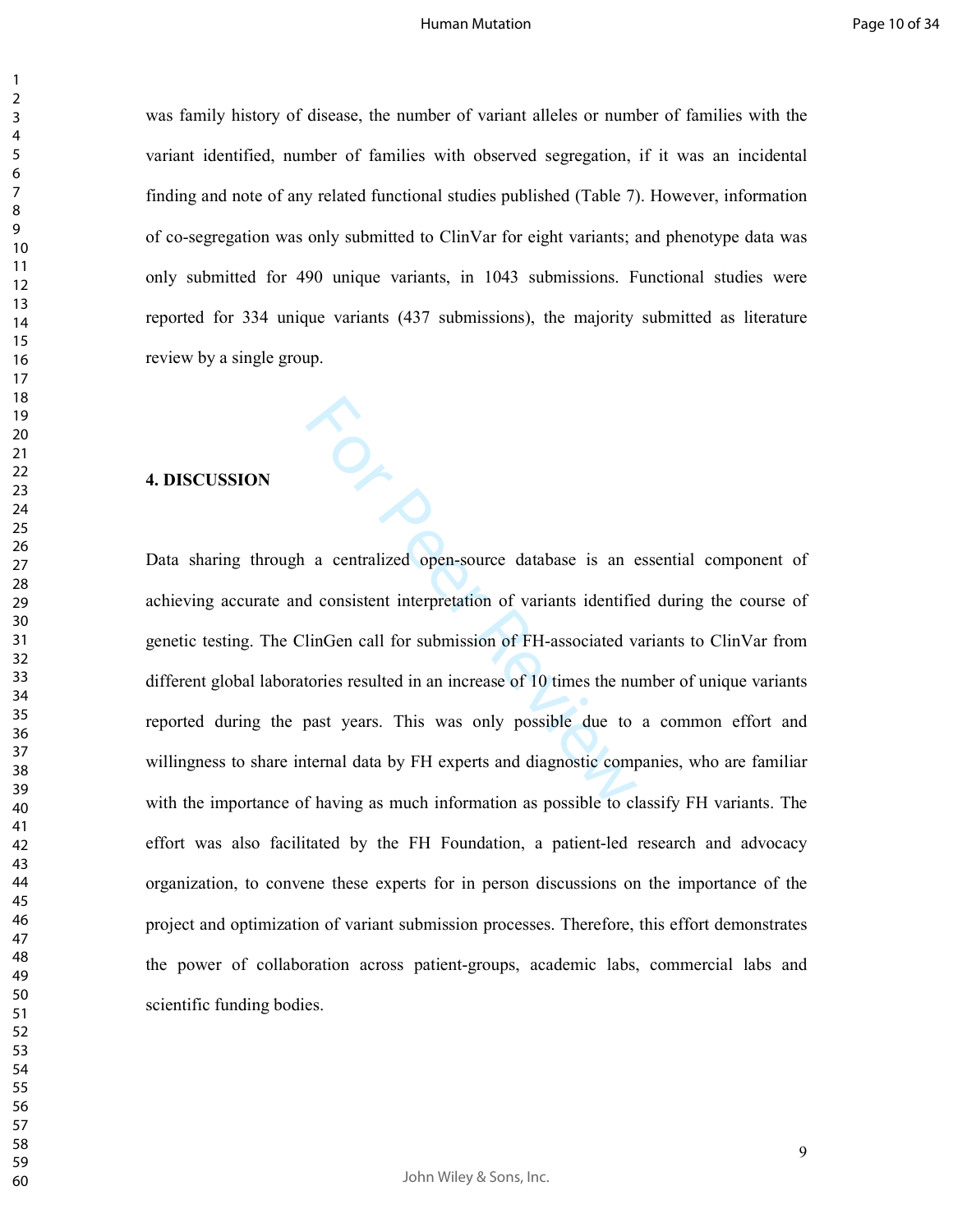was family history of disease, the number of variant alleles or number of families with the variant identified, number of families with observed segregation, if it was an incidental finding and note of any related functional studies published (Table 7). However, information of co-segregation was only submitted to ClinVar for eight variants; and phenotype data was only submitted for 490 unique variants, in 1043 submissions. Functional studies were reported for 334 unique variants (437 submissions), the majority submitted as literature review by a single group.

## 4. DISCUSSION

Data sharing through a centralized open-source database is an essential component of achieving accurate and consistent interpretation of variants identified during the course of genetic testing. The ClinGen call for submission of FH-associated variants to ClinVar from different global laboratories resulted in an increase of 10 times the number of unique variants reported during the past years. This was only possible due to a common effort and willingness to share internal data by FH experts and diagnostic companies, who are familiar with the importance of having as much information as possible to classify FH variants. The effort was also facilitated by the FH Foundation, a patient-led research and advocacy organization, to convene these experts for in person discussions on the importance of the project and optimization of variant submission processes. Therefore, this effort demonstrates the power of collaboration across patient-groups, academic labs, commercial labs and scientific funding bodies.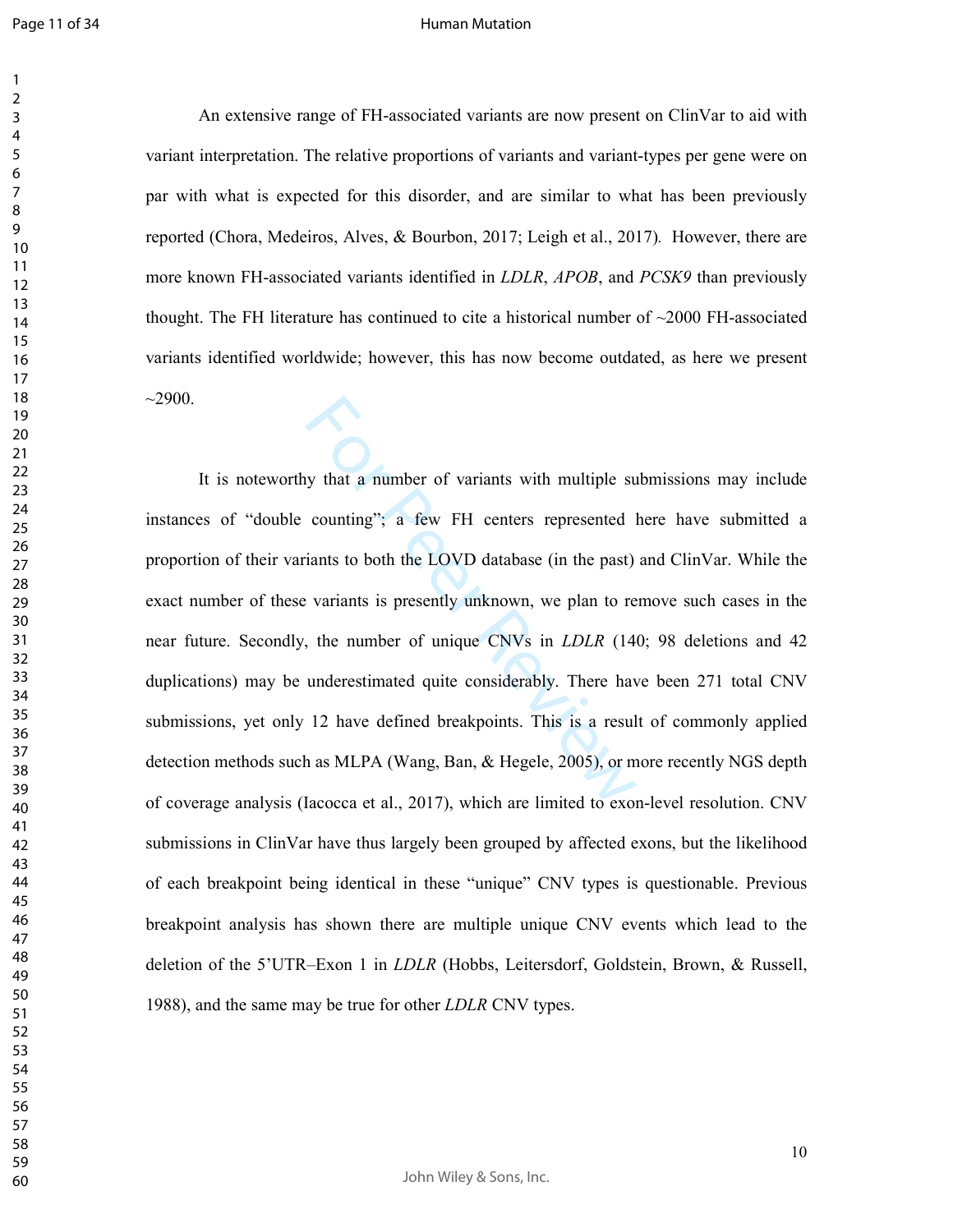An extensive range of FH-associated variants are now present on ClinVar to aid with variant interpretation. The relative proportions of variants and variant-types per gene were on par with what is expected for this disorder, and are similar to what has been previously reported (Chora, Medeiros, Alves, & Bourbon, 2017; Leigh et al., 2017). However, there are more known FH-associated variants identified in *LDLR*, *APOB*, and *PCSK9* than previously thought. The FH literature has continued to cite a historical number of ~2000 FH-associated variants identified worldwide; however, this has now become outdated, as here we present ~2900.

It is noteworthy that a number of variants with multiple submissions may include instances of "double counting"; a few FH centers represented here have submitted a proportion of their variants to both the LOVD database (in the past) and ClinVar. While the exact number of these variants is presently unknown, we plan to remove such cases in the near future. Secondly, the number of unique CNVs in *LDLR* (140; 98 deletions and 42 duplications) may be underestimated quite considerably. There have been 271 total CNV submissions, yet only 12 have defined breakpoints. This is a result of commonly applied detection methods such as MLPA (Wang, Ban, & Hegele, 2005), or more recently NGS depth of coverage analysis (Iacocca et al., 2017), which are limited to exon-level resolution. CNV submissions in ClinVar have thus largely been grouped by affected exons, but the likelihood of each breakpoint being identical in these "unique" CNV types is questionable. Previous breakpoint analysis has shown there are multiple unique CNV events which lead to the deletion of the 5'UTR–Exon 1 in *LDLR* (Hobbs, Leitersdorf, Goldstein, Brown, & Russell, 1988), and the same may be true for other *LDLR* CNV types.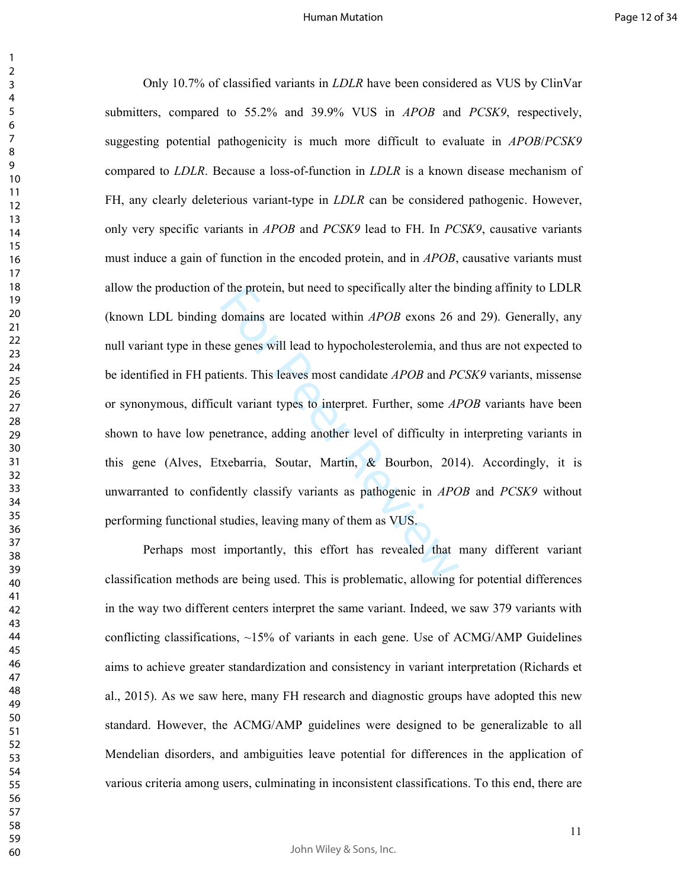Only 10.7% of classified variants in *LDLR* have been considered as VUS by ClinVar submitters, compared to 55.2% and 39.9% VUS in *APOB* and *PCSK9*, respectively, suggesting potential pathogenicity is much more difficult to evaluate in *APOB*/*PCSK9* compared to *LDLR*. Because a loss-of-function in *LDLR* is a known disease mechanism of FH, any clearly deleterious variant-type in *LDLR* can be considered pathogenic. However, only very specific variants in *APOB* and *PCSK9* lead to FH. In *PCSK9*, causative variants must induce a gain of function in the encoded protein, and in *APOB*, causative variants must allow the production of the protein, but need to specifically alter the binding affinity to LDLR (known LDL binding domains are located within *APOB* exons 26 and 29). Generally, any null variant type in these genes will lead to hypocholesterolemia, and thus are not expected to be identified in FH patients. This leaves most candidate *APOB* and *PCSK9* variants, missense or synonymous, difficult variant types to interpret. Further, some *APOB* variants have been shown to have low penetrance, adding another level of difficulty in interpreting variants in this gene (Alves, Etxebarria, Soutar, Martin, & Bourbon, 2014). Accordingly, it is unwarranted to confidently classify variants as pathogenic in *APOB* and *PCSK9* without performing functional studies, leaving many of them as VUS.

Perhaps most importantly, this effort has revealed that many different variant classification methods are being used. This is problematic, allowing for potential differences in the way two different centers interpret the same variant. Indeed, we saw 379 variants with conflicting classifications, ~15% of variants in each gene. Use of ACMG/AMP Guidelines aims to achieve greater standardization and consistency in variant interpretation (Richards et al., 2015). As we saw here, many FH research and diagnostic groups have adopted this new standard. However, the ACMG/AMP guidelines were designed to be generalizable to all Mendelian disorders, and ambiguities leave potential for differences in the application of various criteria among users, culminating in inconsistent classifications. To this end, there are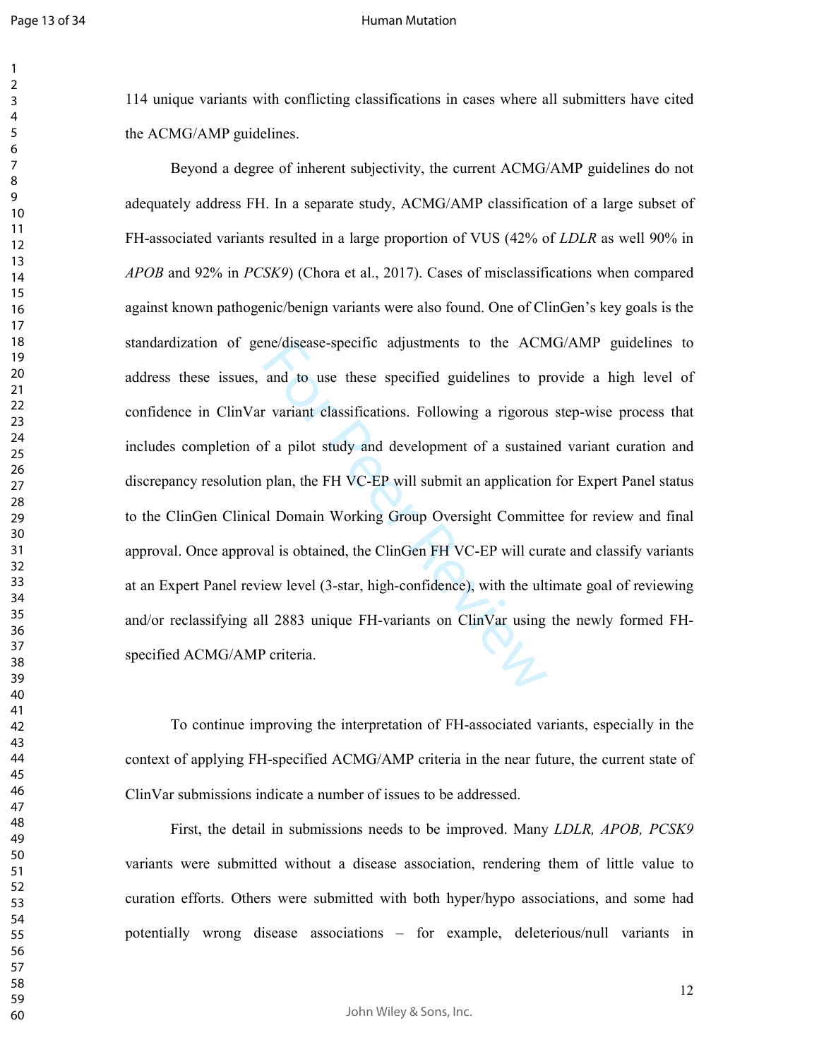114 unique variants with conflicting classifications in cases where all submitters have cited the ACMG/AMP guidelines.

Beyond a degree of inherent subjectivity, the current ACMG/AMP guidelines do not adequately address FH. In a separate study, ACMG/AMP classification of a large subset of FH-associated variants resulted in a large proportion of VUS (42% of *LDLR* as well 90% in *APOB* and 92% in *PCSK9*) (Chora et al., 2017). Cases of misclassifications when compared against known pathogenic/benign variants were also found. One of ClinGen's key goals is the standardization of gene/disease-specific adjustments to the ACMG/AMP guidelines to address these issues, and to use these specified guidelines to provide a high level of confidence in ClinVar variant classifications. Following a rigorous step-wise process that includes completion of a pilot study and development of a sustained variant curation and discrepancy resolution plan, the FH VC-EP will submit an application for Expert Panel status to the ClinGen Clinical Domain Working Group Oversight Committee for review and final approval. Once approval is obtained, the ClinGen FH VC-EP will curate and classify variants at an Expert Panel review level (3-star, high-confidence), with the ultimate goal of reviewing and/or reclassifying all 2883 unique FH-variants on ClinVar using the newly formed FH-specified ACMG/AMP criteria.

To continue improving the interpretation of FH-associated variants, especially in the context of applying FH-specified ACMG/AMP criteria in the near future, the current state of ClinVar submissions indicate a number of issues to be addressed.

First, the detail in submissions needs to be improved. Many *LDLR, APOB, PCSK9* variants were submitted without a disease association, rendering them of little value to curation efforts. Others were submitted with both hyper/hypo associations, and some had potentially wrong disease associations – for example, deleterious/null variants in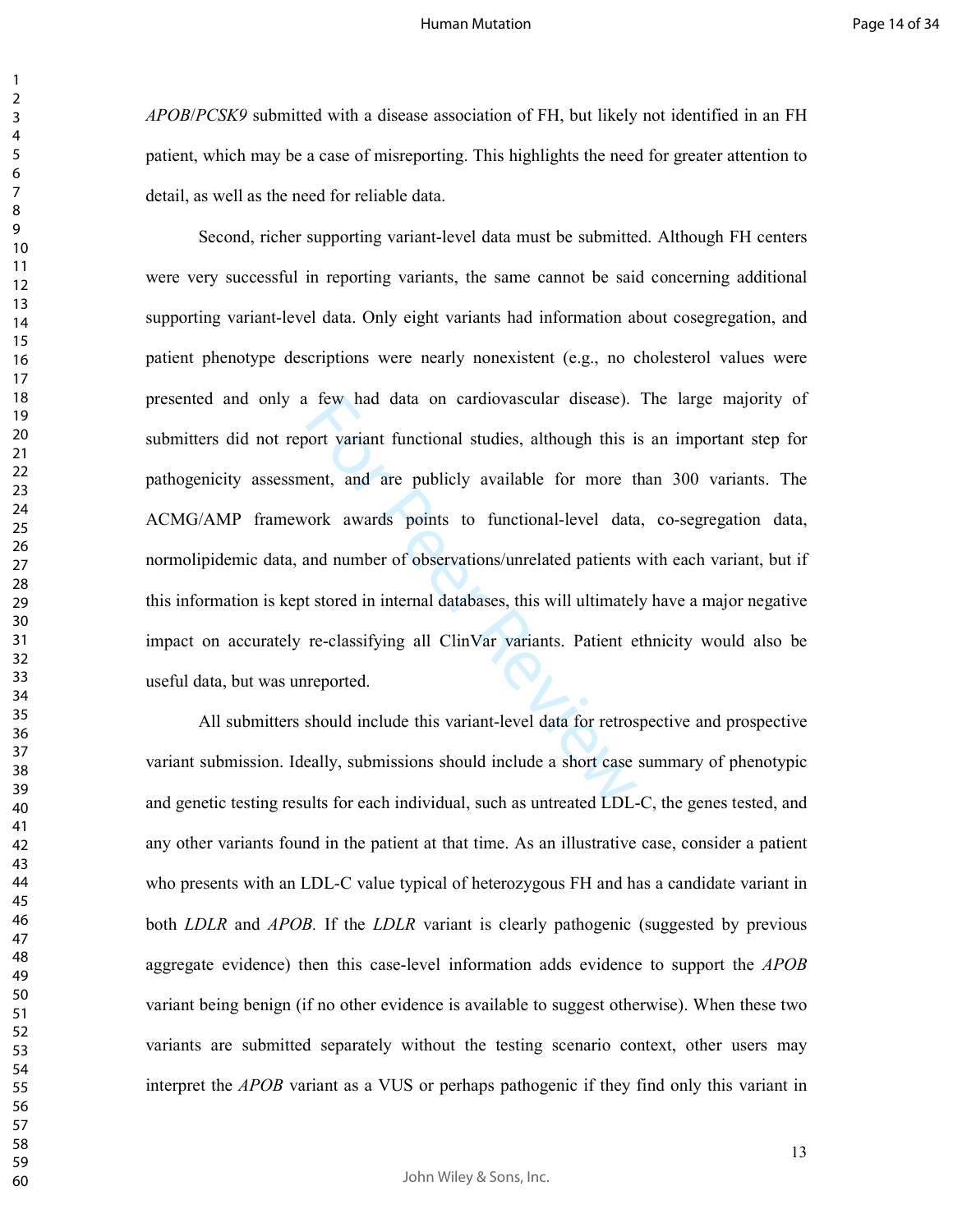*APOB*/*PCSK9* submitted with a disease association of FH, but likely not identified in an FH patient, which may be a case of misreporting. This highlights the need for greater attention to detail, as well as the need for reliable data.

Second, richer supporting variant-level data must be submitted. Although FH centers were very successful in reporting variants, the same cannot be said concerning additional supporting variant-level data. Only eight variants had information about cosegregation, and patient phenotype descriptions were nearly nonexistent (e.g., no cholesterol values were presented and only a few had data on cardiovascular disease). The large majority of submitters did not report variant functional studies, although this is an important step for pathogenicity assessment, and are publicly available for more than 300 variants. The ACMG/AMP framework awards points to functional-level data, co-segregation data, normolipidemic data, and number of observations/unrelated patients with each variant, but if this information is kept stored in internal databases, this will ultimately have a major negative impact on accurately re-classifying all ClinVar variants. Patient ethnicity would also be useful data, but was unreported.

All submitters should include this variant-level data for retrospective and prospective variant submission. Ideally, submissions should include a short case summary of phenotypic and genetic testing results for each individual, such as untreated LDL-C, the genes tested, and any other variants found in the patient at that time. As an illustrative case, consider a patient who presents with an LDL-C value typical of heterozygous FH and has a candidate variant in both *LDLR* and *APOB.* If the *LDLR* variant is clearly pathogenic (suggested by previous aggregate evidence) then this case-level information adds evidence to support the *APOB* variant being benign (if no other evidence is available to suggest otherwise). When these two variants are submitted separately without the testing scenario context, other users may interpret the *APOB* variant as a VUS or perhaps pathogenic if they find only this variant in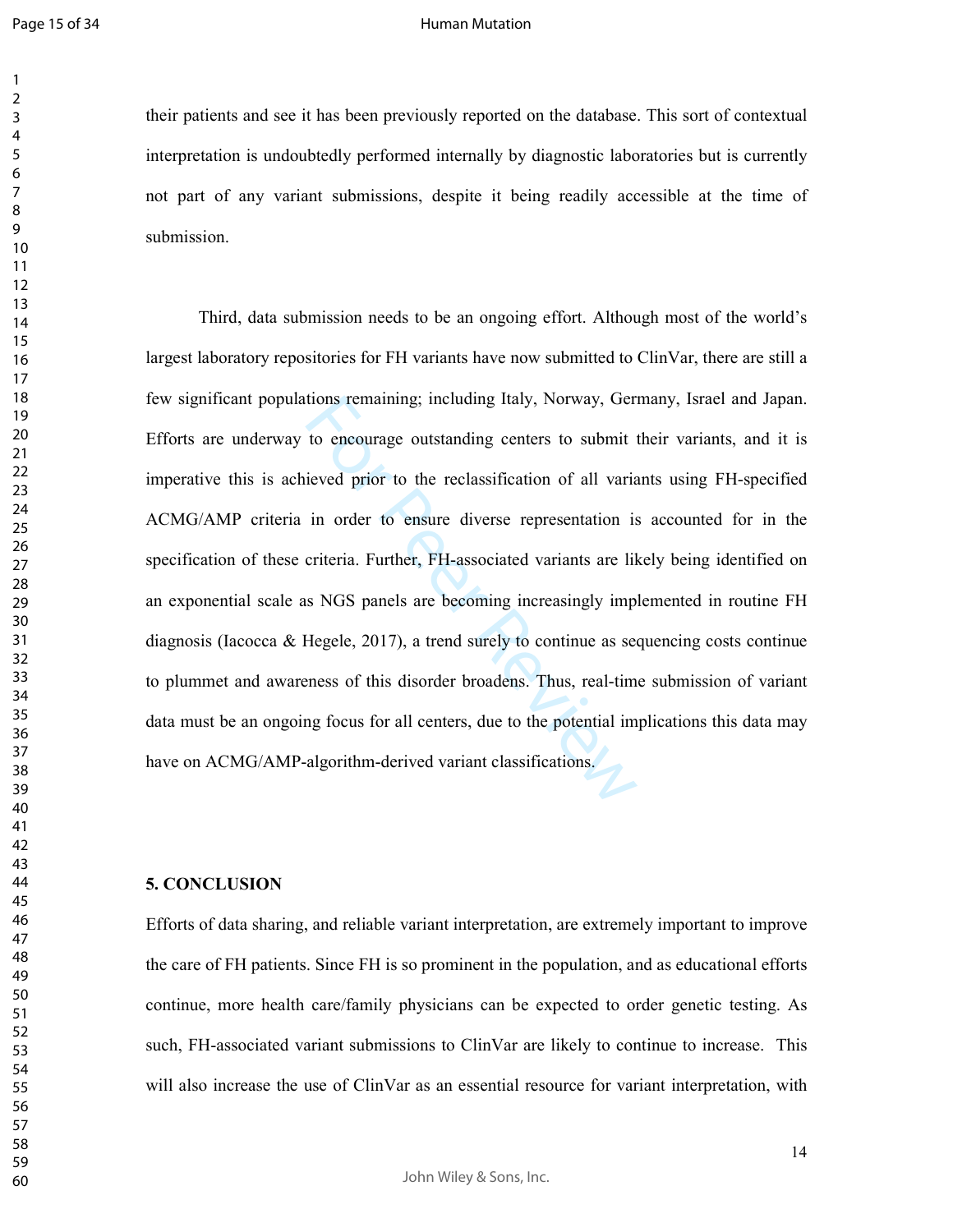their patients and see it has been previously reported on the database. This sort of contextual interpretation is undoubtedly performed internally by diagnostic laboratories but is currently not part of any variant submissions, despite it being readily accessible at the time of submission.

Third, data submission needs to be an ongoing effort. Although most of the world's largest laboratory repositories for FH variants have now submitted to ClinVar, there are still a few significant populations remaining; including Italy, Norway, Germany, Israel and Japan. Efforts are underway to encourage outstanding centers to submit their variants, and it is imperative this is achieved prior to the reclassification of all variants using FH-specified ACMG/AMP criteria in order to ensure diverse representation is accounted for in the specification of these criteria. Further, FH-associated variants are likely being identified on an exponential scale as NGS panels are becoming increasingly implemented in routine FH diagnosis (Iacocca & Hegele, 2017), a trend surely to continue as sequencing costs continue to plummet and awareness of this disorder broadens. Thus, real-time submission of variant data must be an ongoing focus for all centers, due to the potential implications this data may have on ACMG/AMP-algorithm-derived variant classifications.

## 5. CONCLUSION

Efforts of data sharing, and reliable variant interpretation, are extremely important to improve the care of FH patients. Since FH is so prominent in the population, and as educational efforts continue, more health care/family physicians can be expected to order genetic testing. As such, FH-associated variant submissions to ClinVar are likely to continue to increase. This will also increase the use of ClinVar as an essential resource for variant interpretation, with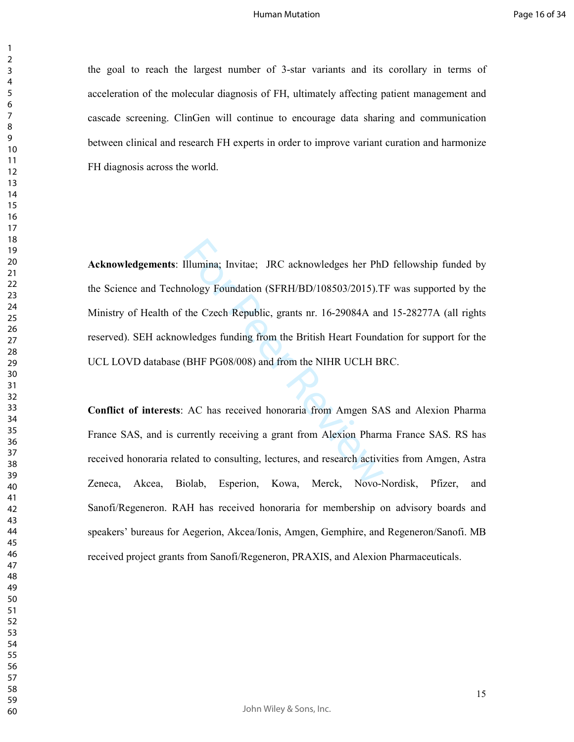the goal to reach the largest number of 3-star variants and its corollary in terms of acceleration of the molecular diagnosis of FH, ultimately affecting patient management and cascade screening. ClinGen will continue to encourage data sharing and communication between clinical and research FH experts in order to improve variant curation and harmonize FH diagnosis across the world.

**Acknowledgements**: Illumina; Invitae; JRC acknowledges her PhD fellowship funded by the Science and Technology Foundation (SFRH/BD/108503/2015).TF was supported by the Ministry of Health of the Czech Republic, grants nr. 16-29084A and 15-28277A (all rights reserved). SEH acknowledges funding from the British Heart Foundation for support for the UCL LOVD database (BHF PG08/008) and from the NIHR UCLH BRC.

**Conflict of interests**: AC has received honoraria from Amgen SAS and Alexion Pharma France SAS, and is currently receiving a grant from Alexion Pharma France SAS. RS has received honoraria related to consulting, lectures, and research activities from Amgen, Astra Zeneca, Akcea, Biolab, Esperion, Kowa, Merck, Novo-Nordisk, Pfizer, and Sanofi/Regeneron. RAH has received honoraria for membership on advisory boards and speakers' bureaus for Aegerion, Akcea/Ionis, Amgen, Gemphire, and Regeneron/Sanofi. MB received project grants from Sanofi/Regeneron, PRAXIS, and Alexion Pharmaceuticals.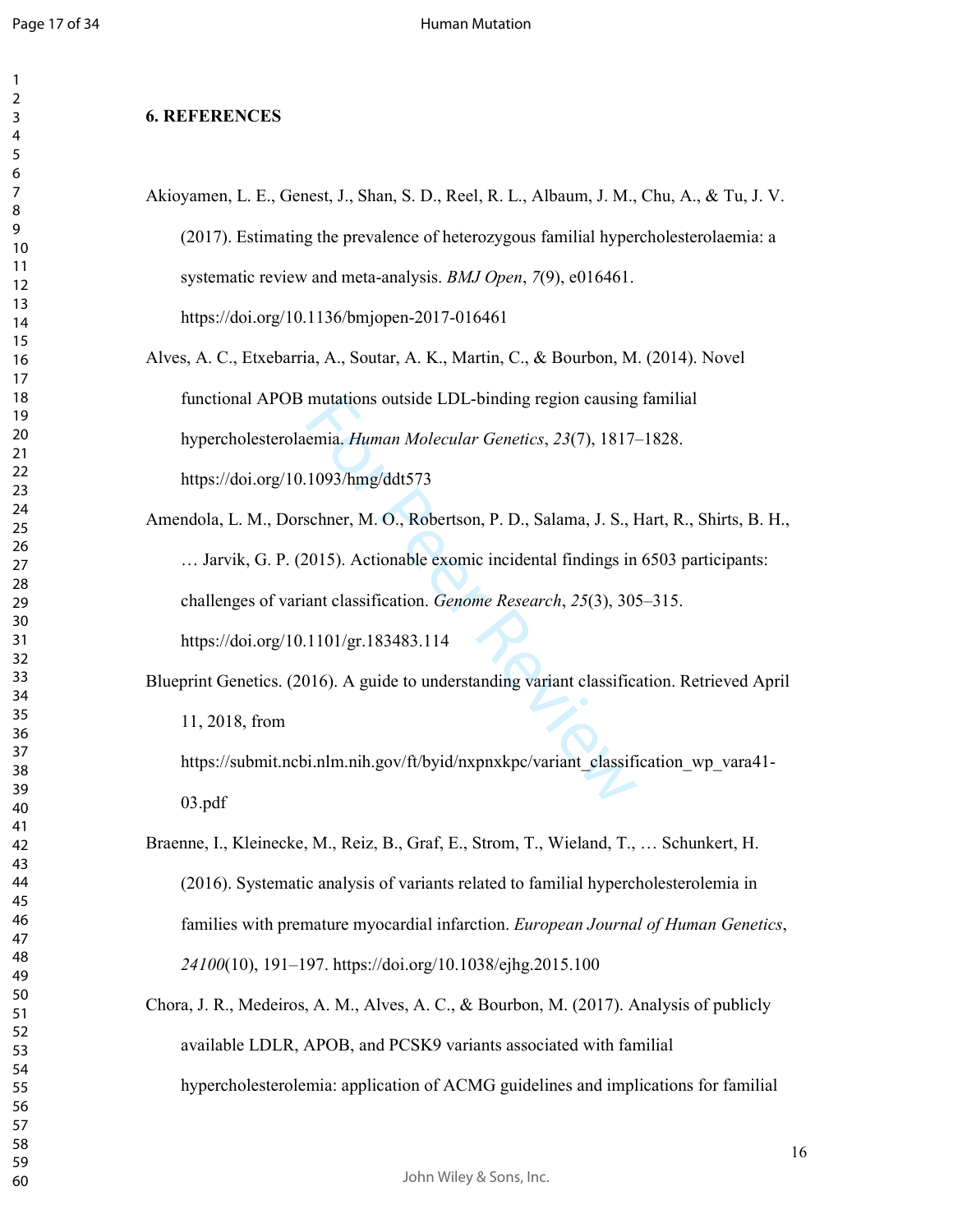## 6. REFERENCES

Akioyamen, L. E., Genest, J., Shan, S. D., Reel, R. L., Albaum, J. M., Chu, A., & Tu, J. V. (2017). Estimating the prevalence of heterozygous familial hypercholesterolaemia: a systematic review and meta-analysis. *BMJ Open*, *7*(9), e016461. https://doi.org/10.1136/bmjopen-2017-016461

Alves, A. C., Etxebarria, A., Soutar, A. K., Martin, C., & Bourbon, M. (2014). Novel functional APOB mutations outside LDL-binding region causing familial hypercholesterolaemia. *Human Molecular Genetics*, *23*(7), 1817–1828. https://doi.org/10.1093/hmg/ddt573

Amendola, L. M., Dorschner, M. O., Robertson, P. D., Salama, J. S., Hart, R., Shirts, B. H., … Jarvik, G. P. (2015). Actionable exomic incidental findings in 6503 participants: challenges of variant classification. *Genome Research*, *25*(3), 305–315. https://doi.org/10.1101/gr.183483.114

Blueprint Genetics. (2016). A guide to understanding variant classification. Retrieved April 11, 2018, from https://submit.ncbi.nlm.nih.gov/ft/byid/nxpnxkpc/variant_classification_wp_vara41-03.pdf

Braenne, I., Kleinecke, M., Reiz, B., Graf, E., Strom, T., Wieland, T., … Schunkert, H. (2016). Systematic analysis of variants related to familial hypercholesterolemia in families with premature myocardial infarction. *European Journal of Human Genetics*, *24100*(10), 191–197. https://doi.org/10.1038/ejhg.2015.100

Chora, J. R., Medeiros, A. M., Alves, A. C., & Bourbon, M. (2017). Analysis of publicly available LDLR, APOB, and PCSK9 variants associated with familial hypercholesterolemia: application of ACMG guidelines and implications for familial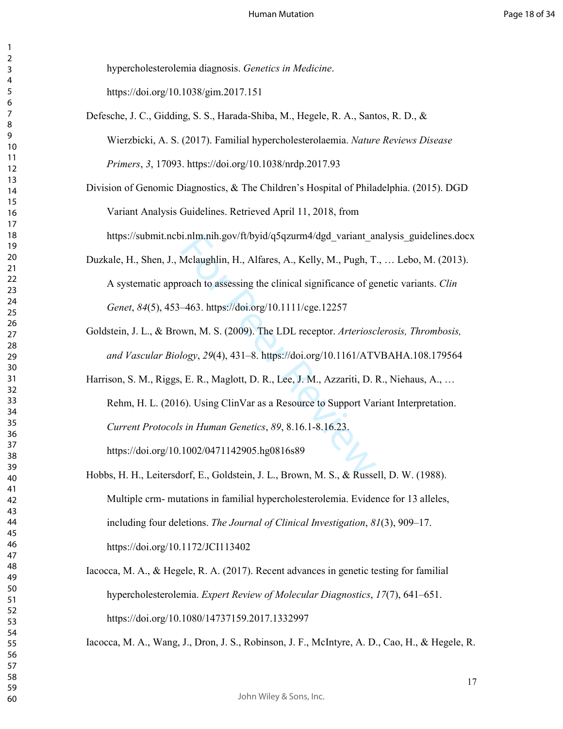hypercholesterolemia diagnosis. *Genetics in Medicine*. https://doi.org/10.1038/gim.2017.151

Defesche, J. C., Gidding, S. S., Harada-Shiba, M., Hegele, R. A., Santos, R. D., & Wierzbicki, A. S. (2017). Familial hypercholesterolaemia. *Nature Reviews Disease Primers*, *3*, 17093. https://doi.org/10.1038/nrdp.2017.93

Division of Genomic Diagnostics, & The Children's Hospital of Philadelphia. (2015). DGD Variant Analysis Guidelines. Retrieved April 11, 2018, from https://submit.ncbi.nlm.nih.gov/ft/byid/q5qzurm4/dgd_variant_analysis_guidelines.docx

Duzkale, H., Shen, J., Mclaughlin, H., Alfares, A., Kelly, M., Pugh, T., … Lebo, M. (2013). A systematic approach to assessing the clinical significance of genetic variants. *Clin Genet*, *84*(5), 453–463. https://doi.org/10.1111/cge.12257

Goldstein, J. L., & Brown, M. S. (2009). The LDL receptor. *Arteriosclerosis, Thrombosis, and Vascular Biology*, *29*(4), 431–8. https://doi.org/10.1161/ATVBAHA.108.179564

Harrison, S. M., Riggs, E. R., Maglott, D. R., Lee, J. M., Azzariti, D. R., Niehaus, A., … Rehm, H. L. (2016). Using ClinVar as a Resource to Support Variant Interpretation. *Current Protocols in Human Genetics*, *89*, 8.16.1-8.16.23. https://doi.org/10.1002/0471142905.hg0816s89

Hobbs, H. H., Leitersdorf, E., Goldstein, J. L., Brown, M. S., & Russell, D. W. (1988). Multiple crm- mutations in familial hypercholesterolemia. Evidence for 13 alleles, including four deletions. *The Journal of Clinical Investigation*, *81*(3), 909–17. https://doi.org/10.1172/JCI113402

Iacocca, M. A., & Hegele, R. A. (2017). Recent advances in genetic testing for familial hypercholesterolemia. *Expert Review of Molecular Diagnostics*, *17*(7), 641–651. https://doi.org/10.1080/14737159.2017.1332997

Iacocca, M. A., Wang, J., Dron, J. S., Robinson, J. F., McIntyre, A. D., Cao, H., & Hegele, R.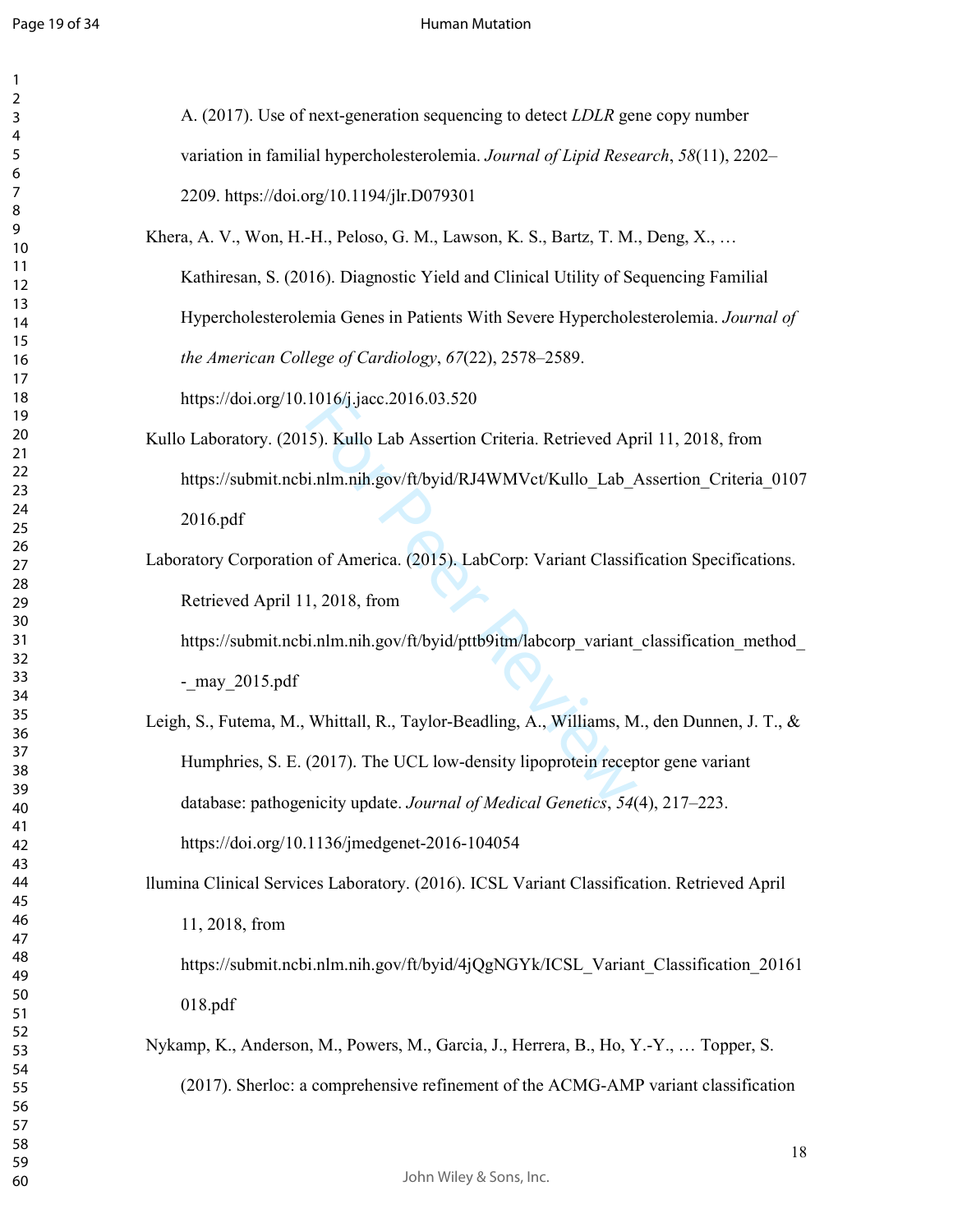A. (2017). Use of next-generation sequencing to detect *LDLR* gene copy number variation in familial hypercholesterolemia. *Journal of Lipid Research*, *58*(11), 2202–2209. https://doi.org/10.1194/jlr.D079301

Khera, A. V., Won, H.-H., Peloso, G. M., Lawson, K. S., Bartz, T. M., Deng, X., … Kathiresan, S. (2016). Diagnostic Yield and Clinical Utility of Sequencing Familial Hypercholesterolemia Genes in Patients With Severe Hypercholesterolemia. *Journal of the American College of Cardiology*, *67*(22), 2578–2589. https://doi.org/10.1016/j.jacc.2016.03.520

Kullo Laboratory. (2015). Kullo Lab Assertion Criteria. Retrieved April 11, 2018, from https://submit.ncbi.nlm.nih.gov/ft/byid/RJ4WMVct/Kullo_Lab_Assertion_Criteria_01072016.pdf

Laboratory Corporation of America. (2015). LabCorp: Variant Classification Specifications. Retrieved April 11, 2018, from https://submit.ncbi.nlm.nih.gov/ft/byid/pttb9itm/labcorp_variant_classification_method_-_may_2015.pdf

Leigh, S., Futema, M., Whittall, R., Taylor-Beadling, A., Williams, M., den Dunnen, J. T., & Humphries, S. E. (2017). The UCL low-density lipoprotein receptor gene variant database: pathogenicity update. *Journal of Medical Genetics*, *54*(4), 217–223. https://doi.org/10.1136/jmedgenet-2016-104054

llumina Clinical Services Laboratory. (2016). ICSL Variant Classification. Retrieved April 11, 2018, from https://submit.ncbi.nlm.nih.gov/ft/byid/4jQgNGYk/ICSL_Variant_Classification_20161018.pdf

Nykamp, K., Anderson, M., Powers, M., Garcia, J., Herrera, B., Ho, Y.-Y., … Topper, S. (2017). Sherloc: a comprehensive refinement of the ACMG-AMP variant classification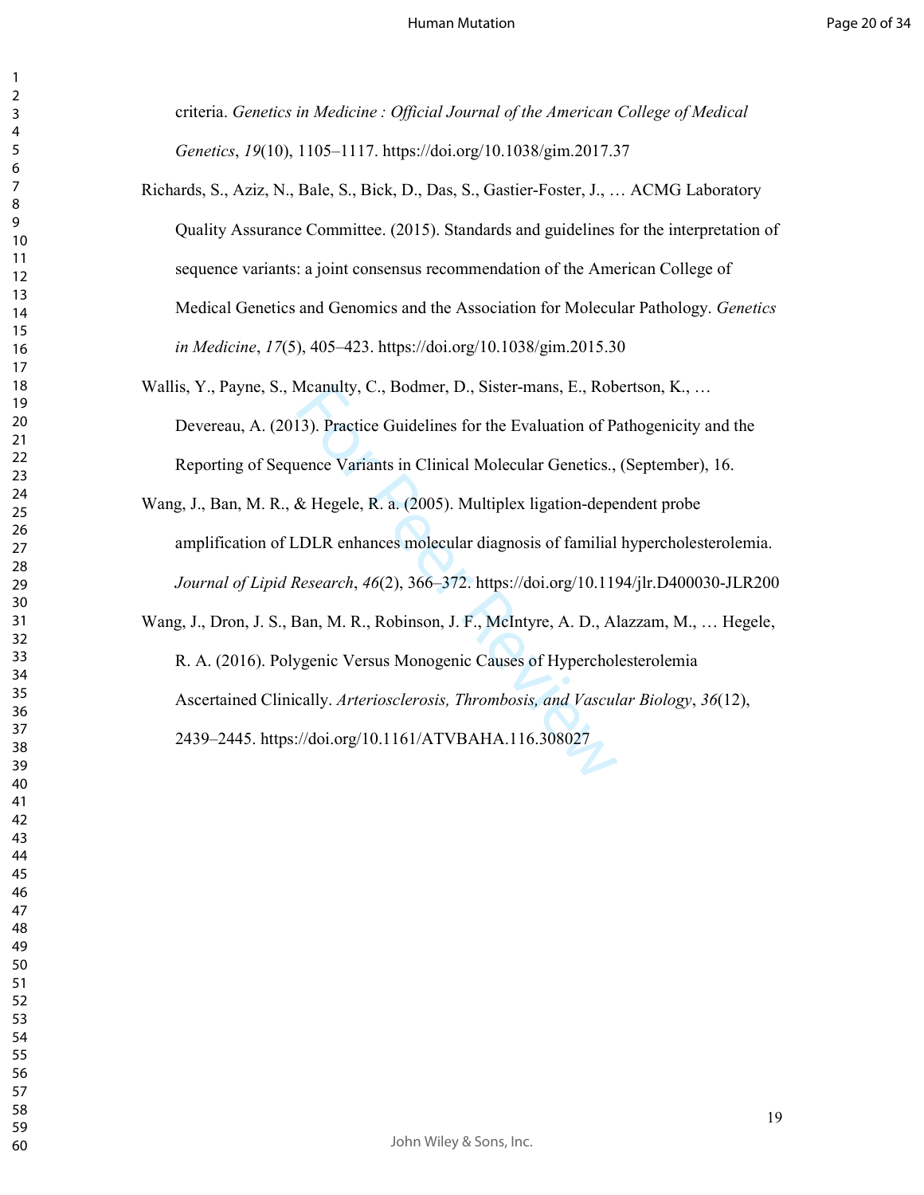criteria. *Genetics in Medicine : Official Journal of the American College of Medical Genetics*, *19*(10), 1105–1117. https://doi.org/10.1038/gim.2017.37

Richards, S., Aziz, N., Bale, S., Bick, D., Das, S., Gastier-Foster, J., … ACMG Laboratory Quality Assurance Committee. (2015). Standards and guidelines for the interpretation of sequence variants: a joint consensus recommendation of the American College of Medical Genetics and Genomics and the Association for Molecular Pathology. *Genetics in Medicine*, *17*(5), 405–423. https://doi.org/10.1038/gim.2015.30

Wallis, Y., Payne, S., Mcanulty, C., Bodmer, D., Sister-mans, E., Robertson, K., … Devereau, A. (2013). Practice Guidelines for the Evaluation of Pathogenicity and the Reporting of Sequence Variants in Clinical Molecular Genetics., (September), 16.

Wang, J., Ban, M. R., & Hegele, R. a. (2005). Multiplex ligation-dependent probe amplification of LDLR enhances molecular diagnosis of familial hypercholesterolemia. *Journal of Lipid Research*, *46*(2), 366–372. https://doi.org/10.1194/jlr.D400030-JLR200

Wang, J., Dron, J. S., Ban, M. R., Robinson, J. F., McIntyre, A. D., Alazzam, M., … Hegele, R. A. (2016). Polygenic Versus Monogenic Causes of Hypercholesterolemia Ascertained Clinically. *Arteriosclerosis, Thrombosis, and Vascular Biology*, *36*(12), 2439–2445. https://doi.org/10.1161/ATVBAHA.116.308027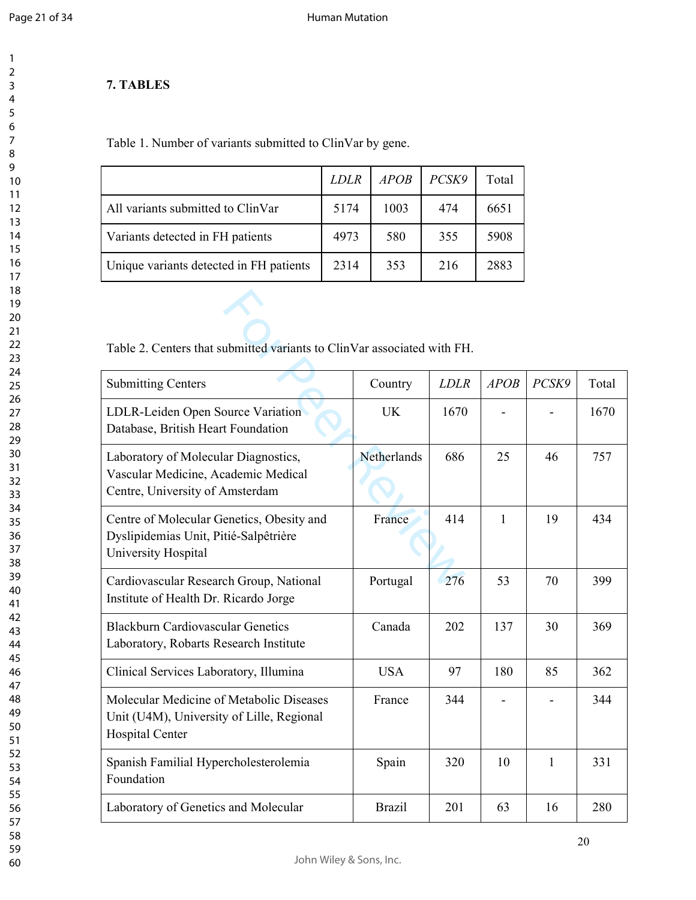**7. TABLES**

Table 1. Number of variants submitted to ClinVar by gene.

| | *LDLR* | *APOB* | *PCSK9* | Total |
|---|---|---|---|---|
| All variants submitted to ClinVar | 5174 | 1003 | 474 | 6651 |
| Variants detected in FH patients | 4973 | 580 | 355 | 5908 |
| Unique variants detected in FH patients | 2314 | 353 | 216 | 2883 |

Table 2. Centers that submitted variants to ClinVar associated with FH.

| Submitting Centers | Country | *LDLR* | *APOB* | *PCSK9* | Total |
|---|---|---|---|---|---|
| LDLR-Leiden Open Source Variation Database, British Heart Foundation | UK | 1670 | - | - | 1670 |
| Laboratory of Molecular Diagnostics, Vascular Medicine, Academic Medical Centre, University of Amsterdam | Netherlands | 686 | 25 | 46 | 757 |
| Centre of Molecular Genetics, Obesity and Dyslipidemias Unit, Pitié-Salpêtrière University Hospital | France | 414 | 1 | 19 | 434 |
| Cardiovascular Research Group, National Institute of Health Dr. Ricardo Jorge | Portugal | 276 | 53 | 70 | 399 |
| Blackburn Cardiovascular Genetics Laboratory, Robarts Research Institute | Canada | 202 | 137 | 30 | 369 |
| Clinical Services Laboratory, Illumina | USA | 97 | 180 | 85 | 362 |
| Molecular Medicine of Metabolic Diseases Unit (U4M), University of Lille, Regional Hospital Center | France | 344 | - | - | 344 |
| Spanish Familial Hypercholesterolemia Foundation | Spain | 320 | 10 | 1 | 331 |
| Laboratory of Genetics and Molecular | Brazil | 201 | 63 | 16 | 280 |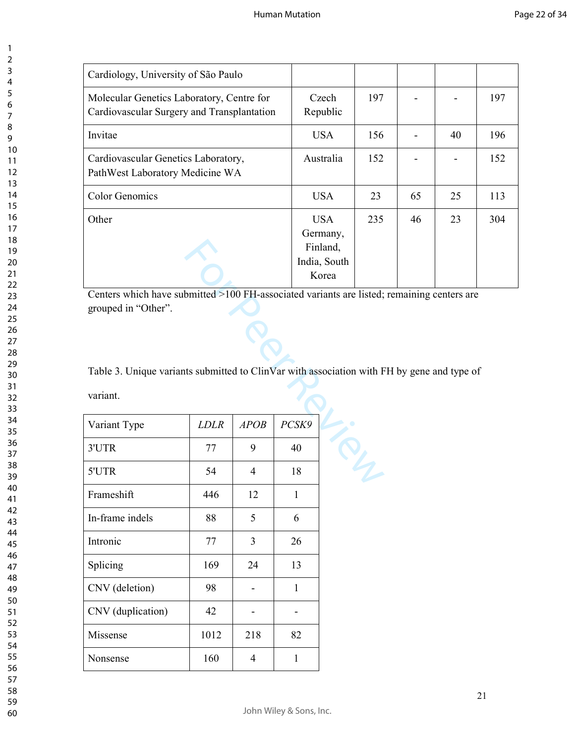| Cardiology, University of São Paulo | | | | | |
|---|---|---|---|---|---|
| Molecular Genetics Laboratory, Centre for Cardiovascular Surgery and Transplantation | Czech Republic | 197 | - | - | 197 |
| Invitae | USA | 156 | - | 40 | 196 |
| Cardiovascular Genetics Laboratory, PathWest Laboratory Medicine WA | Australia | 152 | - | - | 152 |
| Color Genomics | USA | 23 | 65 | 25 | 113 |
| Other | USA Germany, Finland, India, South Korea | 235 | 46 | 23 | 304 |

Centers which have submitted >100 FH-associated variants are listed; remaining centers are grouped in "Other".

Table 3. Unique variants submitted to ClinVar with association with FH by gene and type of variant.

| Variant Type | *LDLR* | *APOB* | *PCSK9* |
|---|---|---|---|
| 3'UTR | 77 | 9 | 40 |
| 5'UTR | 54 | 4 | 18 |
| Frameshift | 446 | 12 | 1 |
| In-frame indels | 88 | 5 | 6 |
| Intronic | 77 | 3 | 26 |
| Splicing | 169 | 24 | 13 |
| CNV (deletion) | 98 | - | 1 |
| CNV (duplication) | 42 | - | - |
| Missense | 1012 | 218 | 82 |
| Nonsense | 160 | 4 | 1 |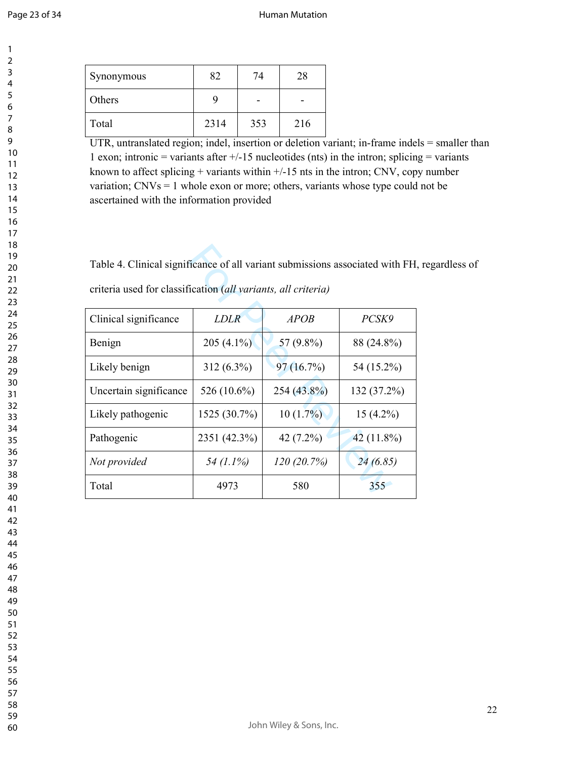| Synonymous | 82 | 74 | 28 |
|---|---|---|---|
| Others | 9 | - | - |
| Total | 2314 | 353 | 216 |

UTR, untranslated region; indel, insertion or deletion variant; in-frame indels = smaller than 1 exon; intronic = variants after +/-15 nucleotides (nts) in the intron; splicing = variants known to affect splicing + variants within +/-15 nts in the intron; CNV, copy number variation; CNVs = 1 whole exon or more; others, variants whose type could not be ascertained with the information provided

Table 4. Clinical significance of all variant submissions associated with FH, regardless of criteria used for classification (*all variants, all criteria)*

| Clinical significance | *LDLR* | *APOB* | *PCSK9* |
|---|---|---|---|
| Benign | 205 (4.1%) | 57 (9.8%) | 88 (24.8%) |
| Likely benign | 312 (6.3%) | 97 (16.7%) | 54 (15.2%) |
| Uncertain significance | 526 (10.6%) | 254 (43.8%) | 132 (37.2%) |
| Likely pathogenic | 1525 (30.7%) | 10 (1.7%) | 15 (4.2%) |
| Pathogenic | 2351 (42.3%) | 42 (7.2%) | 42 (11.8%) |
| *Not provided* | *54 (1.1%)* | *120 (20.7%)* | *24 (6.85)* |
| Total | 4973 | 580 | 355 |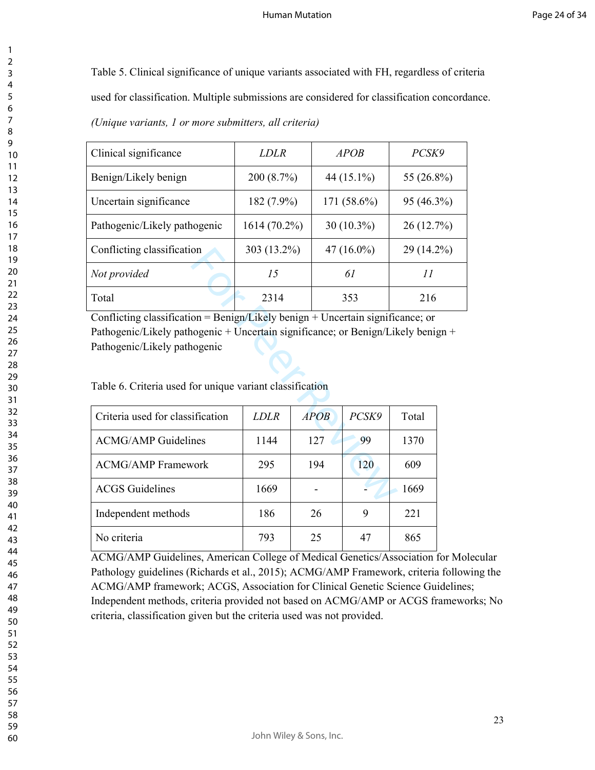Table 5. Clinical significance of unique variants associated with FH, regardless of criteria used for classification. Multiple submissions are considered for classification concordance.

*(Unique variants, 1 or more submitters, all criteria)*

| Clinical significance | *LDLR* | *APOB* | *PCSK9* |
|---|---|---|---|
| Benign/Likely benign | 200 (8.7%) | 44 (15.1%) | 55 (26.8%) |
| Uncertain significance | 182 (7.9%) | 171 (58.6%) | 95 (46.3%) |
| Pathogenic/Likely pathogenic | 1614 (70.2%) | 30 (10.3%) | 26 (12.7%) |
| Conflicting classification | 303 (13.2%) | 47 (16.0%) | 29 (14.2%) |
| *Not provided* | *15* | *61* | *11* |
| Total | 2314 | 353 | 216 |

Conflicting classification = Benign/Likely benign + Uncertain significance; or Pathogenic/Likely pathogenic + Uncertain significance; or Benign/Likely benign + Pathogenic/Likely pathogenic

Table 6. Criteria used for unique variant classification

| Criteria used for classification | *LDLR* | *APOB* | *PCSK9* | Total |
|---|---|---|---|---|
| ACMG/AMP Guidelines | 1144 | 127 | 99 | 1370 |
| ACMG/AMP Framework | 295 | 194 | 120 | 609 |
| ACGS Guidelines | 1669 | - | - | 1669 |
| Independent methods | 186 | 26 | 9 | 221 |
| No criteria | 793 | 25 | 47 | 865 |

ACMG/AMP Guidelines, American College of Medical Genetics/Association for Molecular Pathology guidelines (Richards et al., 2015); ACMG/AMP Framework, criteria following the ACMG/AMP framework; ACGS, Association for Clinical Genetic Science Guidelines; Independent methods, criteria provided not based on ACMG/AMP or ACGS frameworks; No criteria, classification given but the criteria used was not provided.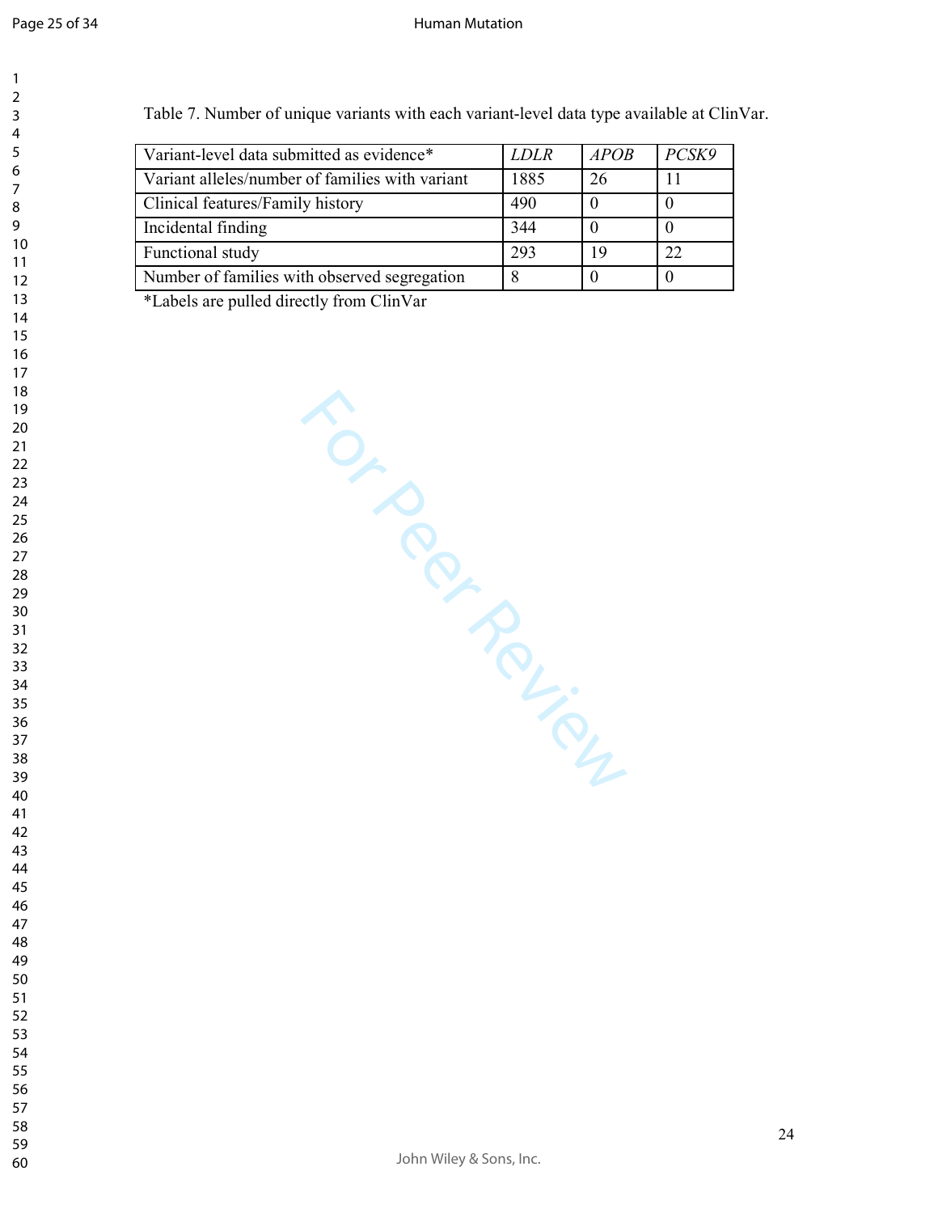Table 7. Number of unique variants with each variant-level data type available at ClinVar.

| Variant-level data submitted as evidence* | *LDLR* | *APOB* | *PCSK9* |
|---|---|---|---|
| Variant alleles/number of families with variant | 1885 | 26 | 11 |
| Clinical features/Family history | 490 | 0 | 0 |
| Incidental finding | 344 | 0 | 0 |
| Functional study | 293 | 19 | 22 |
| Number of families with observed segregation | 8 | 0 | 0 |

*Labels are pulled directly from ClinVar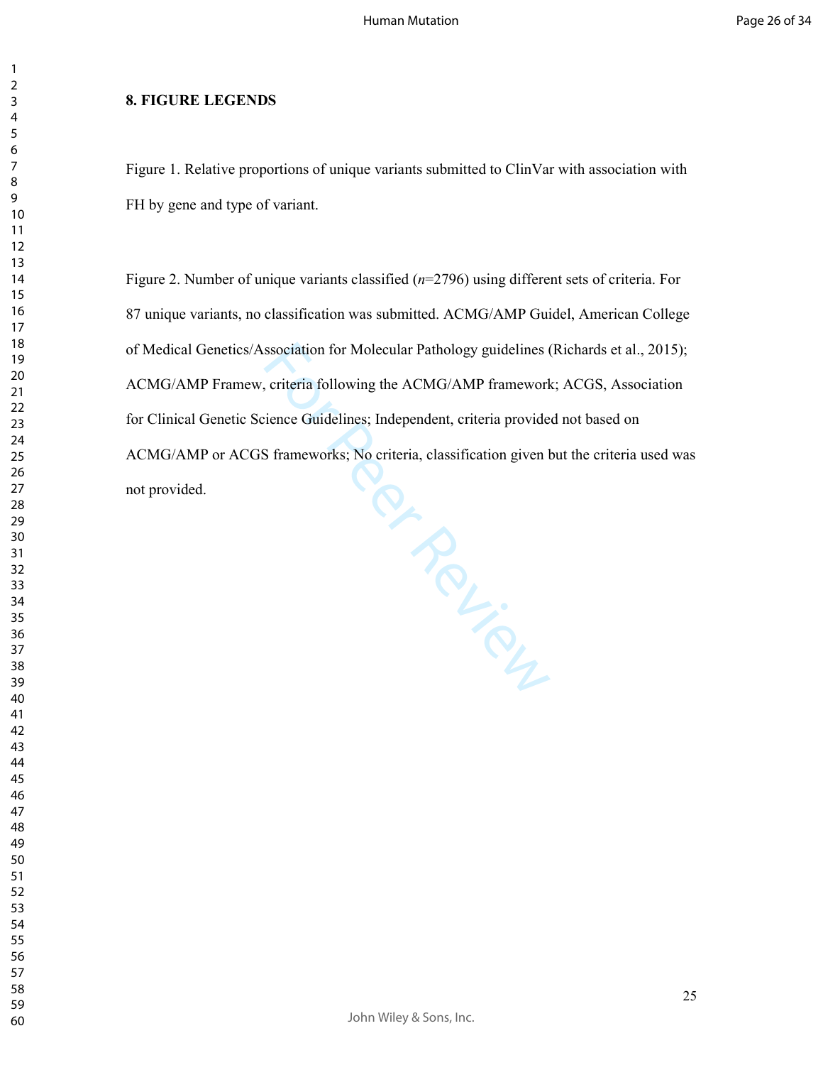## 8. FIGURE LEGENDS

Figure 1. Relative proportions of unique variants submitted to ClinVar with association with FH by gene and type of variant.

Figure 2. Number of unique variants classified (*n*=2796) using different sets of criteria. For 87 unique variants, no classification was submitted. ACMG/AMP Guidel, American College of Medical Genetics/Association for Molecular Pathology guidelines (Richards et al., 2015); ACMG/AMP Framew, criteria following the ACMG/AMP framework; ACGS, Association for Clinical Genetic Science Guidelines; Independent, criteria provided not based on ACMG/AMP or ACGS frameworks; No criteria, classification given but the criteria used was not provided.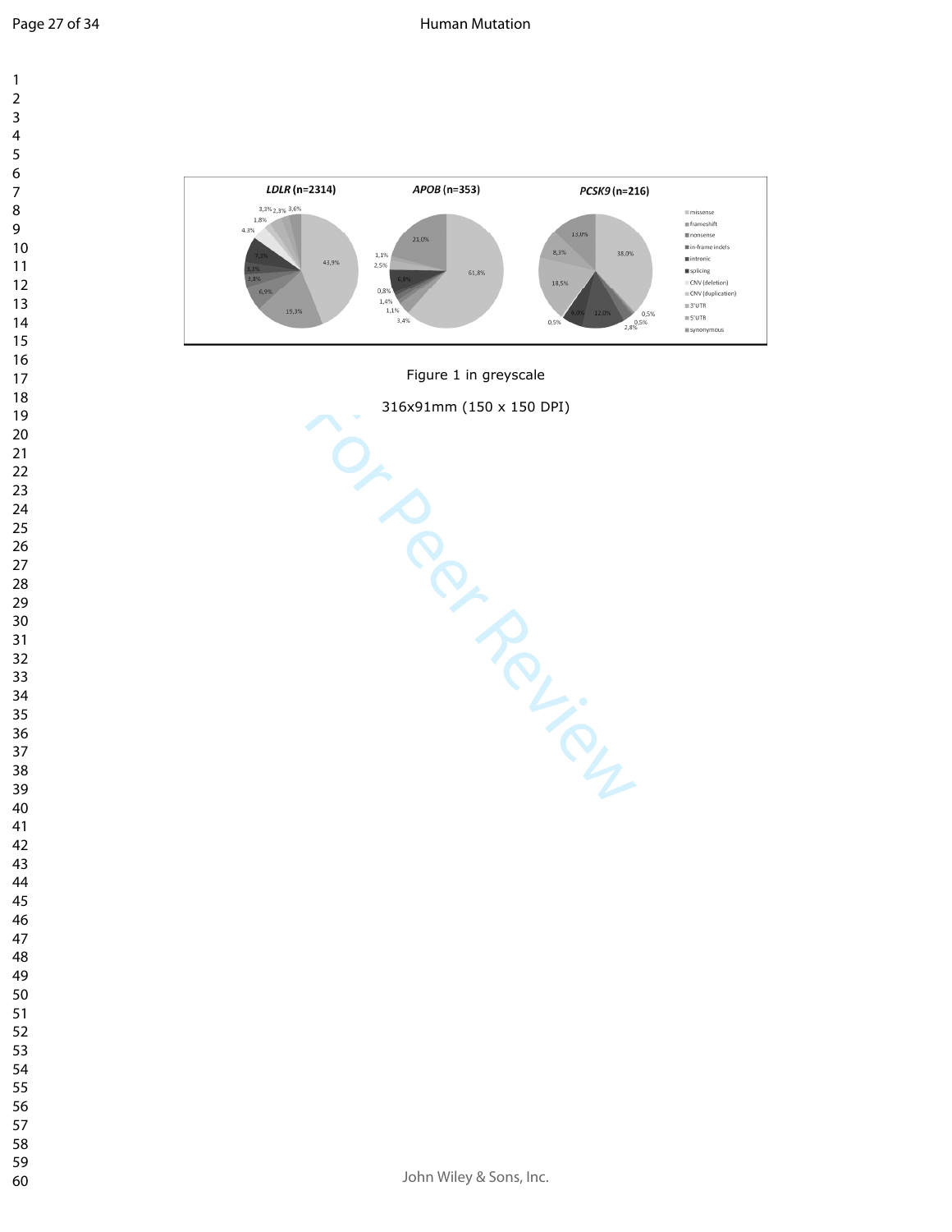Figure 1 in greyscale

316x91mm (150 x 150 DPI)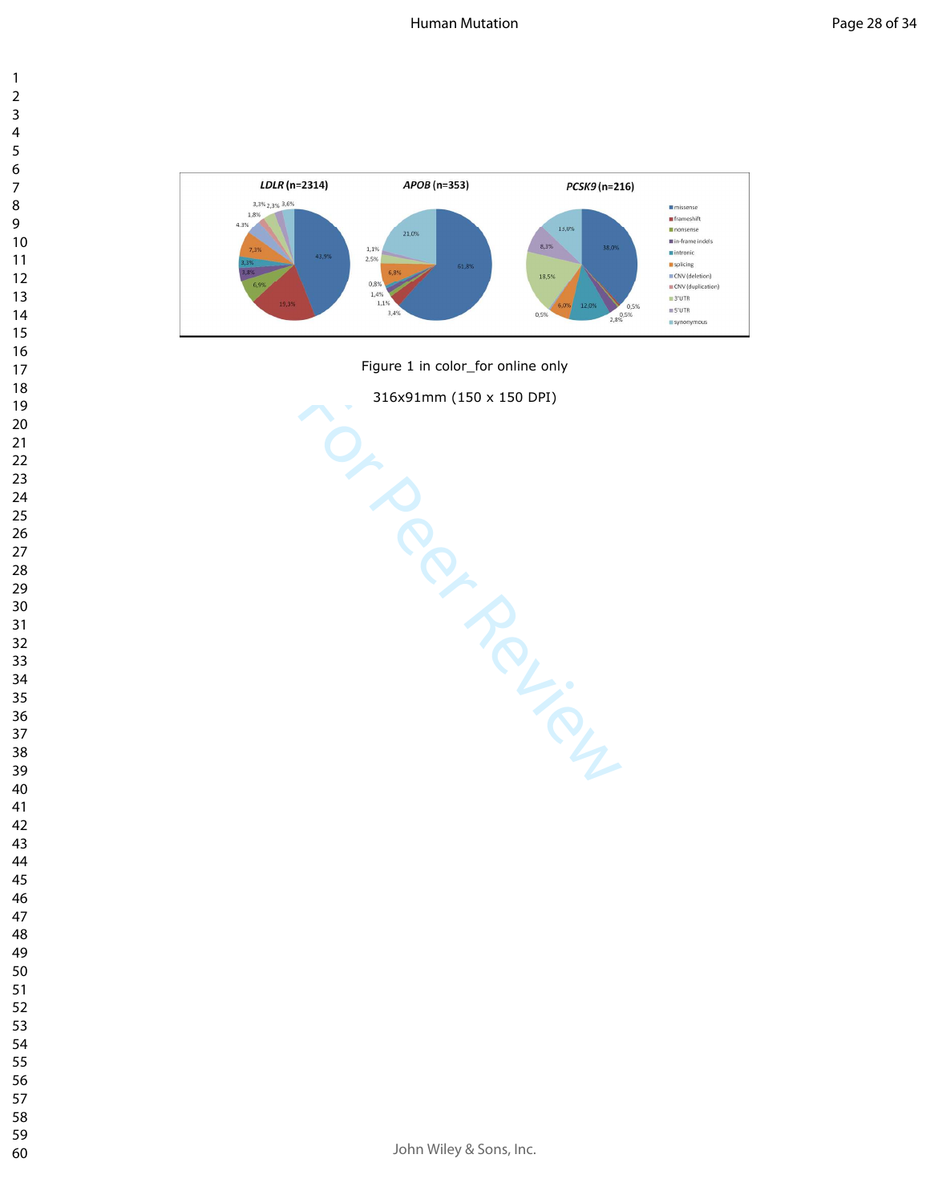Figure 1 in color_for online only

316x91mm (150 x 150 DPI)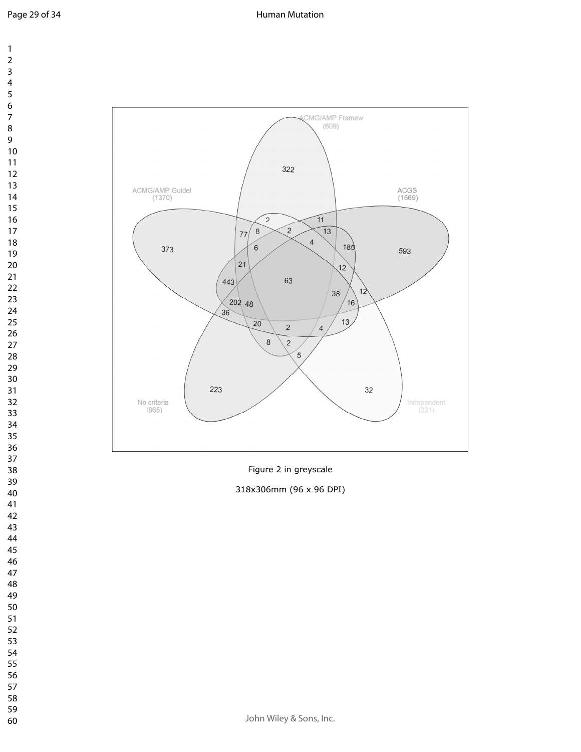Figure 2 in greyscale

318x306mm (96 x 96 DPI)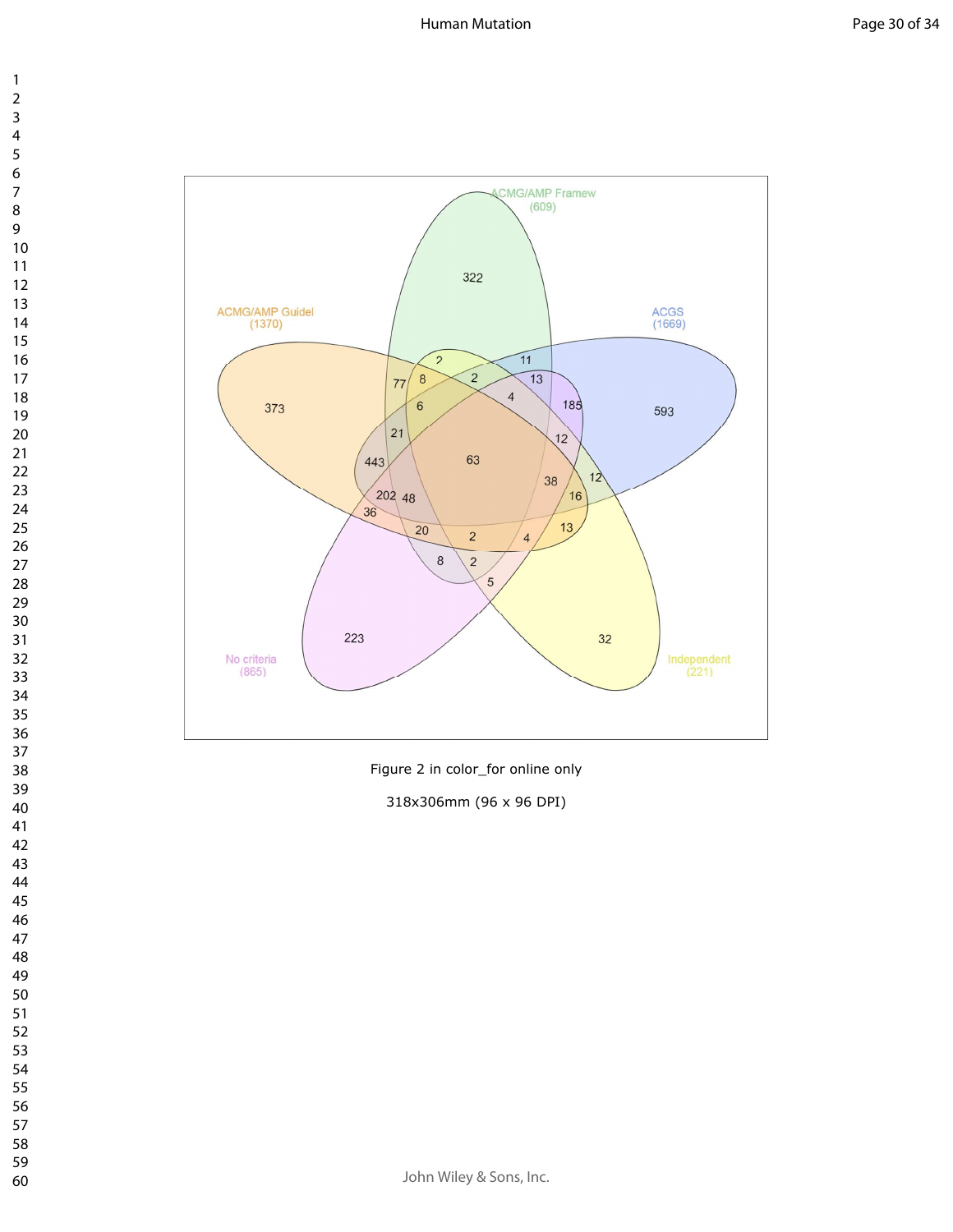Figure 2 in color_for online only

318x306mm (96 x 96 DPI)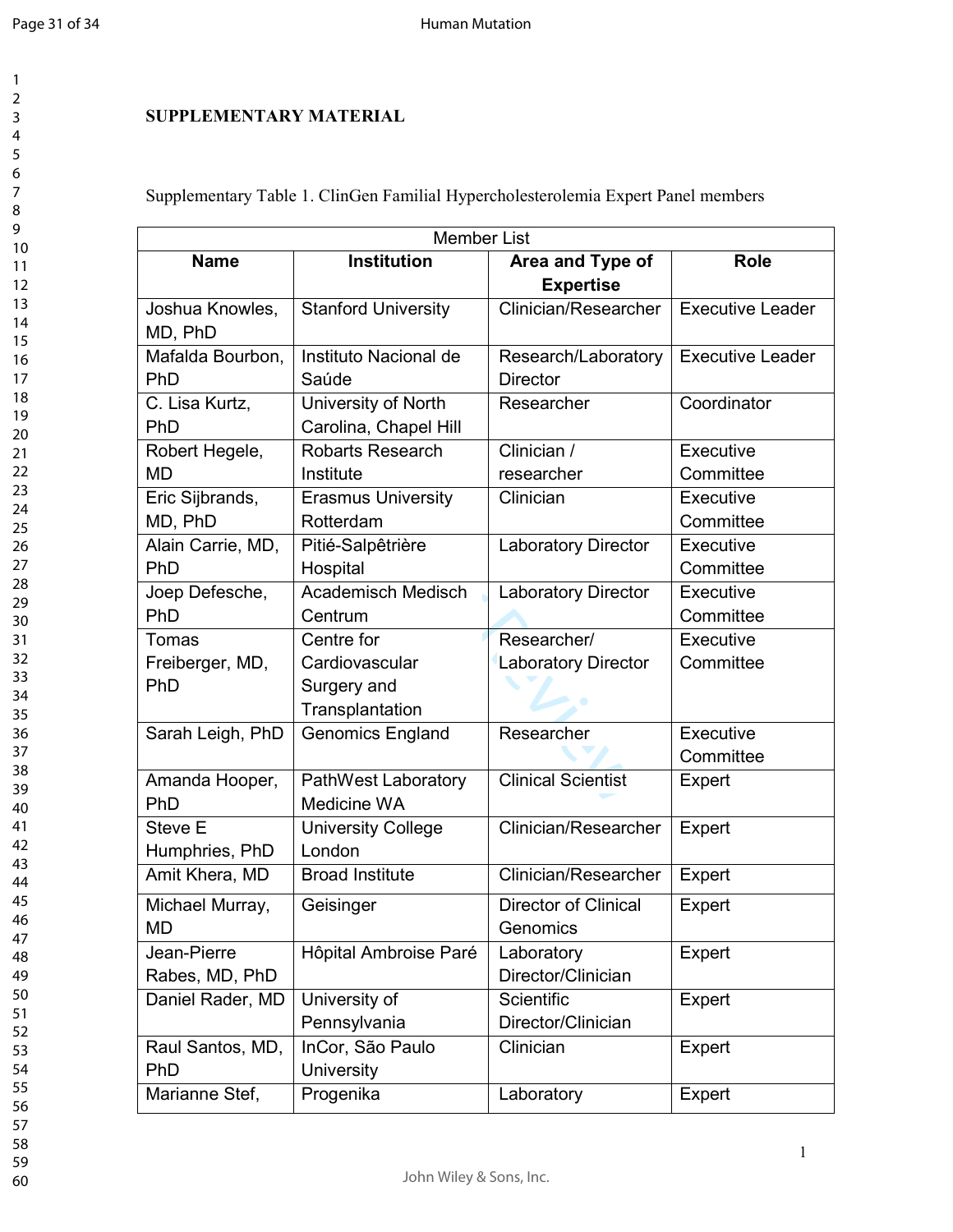## SUPPLEMENTARY MATERIAL

Supplementary Table 1. ClinGen Familial Hypercholesterolemia Expert Panel members

| Member List | | | |
|---|---|---|---|
| **Name** | **Institution** | **Area and Type of Expertise** | **Role** |
| Joshua Knowles, MD, PhD | Stanford University | Clinician/Researcher | Executive Leader |
| Mafalda Bourbon, PhD | Instituto Nacional de Saúde | Research/Laboratory Director | Executive Leader |
| C. Lisa Kurtz, PhD | University of North Carolina, Chapel Hill | Researcher | Coordinator |
| Robert Hegele, MD | Robarts Research Institute | Clinician / researcher | Executive Committee |
| Eric Sijbrands, MD, PhD | Erasmus University Rotterdam | Clinician | Executive Committee |
| Alain Carrie, MD, PhD | Pitié-Salpêtrière Hospital | Laboratory Director | Executive Committee |
| Joep Defesche, PhD | Academisch Medisch Centrum | Laboratory Director | Executive Committee |
| Tomas Freiberger, MD, PhD | Centre for Cardiovascular Surgery and Transplantation | Researcher/ Laboratory Director | Executive Committee |
| Sarah Leigh, PhD | Genomics England | Researcher | Executive Committee |
| Amanda Hooper, PhD | PathWest Laboratory Medicine WA | Clinical Scientist | Expert |
| Steve E Humphries, PhD | University College London | Clinician/Researcher | Expert |
| Amit Khera, MD | Broad Institute | Clinician/Researcher | Expert |
| Michael Murray, MD | Geisinger | Director of Clinical Genomics | Expert |
| Jean-Pierre Rabes, MD, PhD | Hôpital Ambroise Paré | Laboratory Director/Clinician | Expert |
| Daniel Rader, MD | University of Pennsylvania | Scientific Director/Clinician | Expert |
| Raul Santos, MD, PhD | InCor, São Paulo University | Clinician | Expert |
| Marianne Stef, | Progenika | Laboratory | Expert |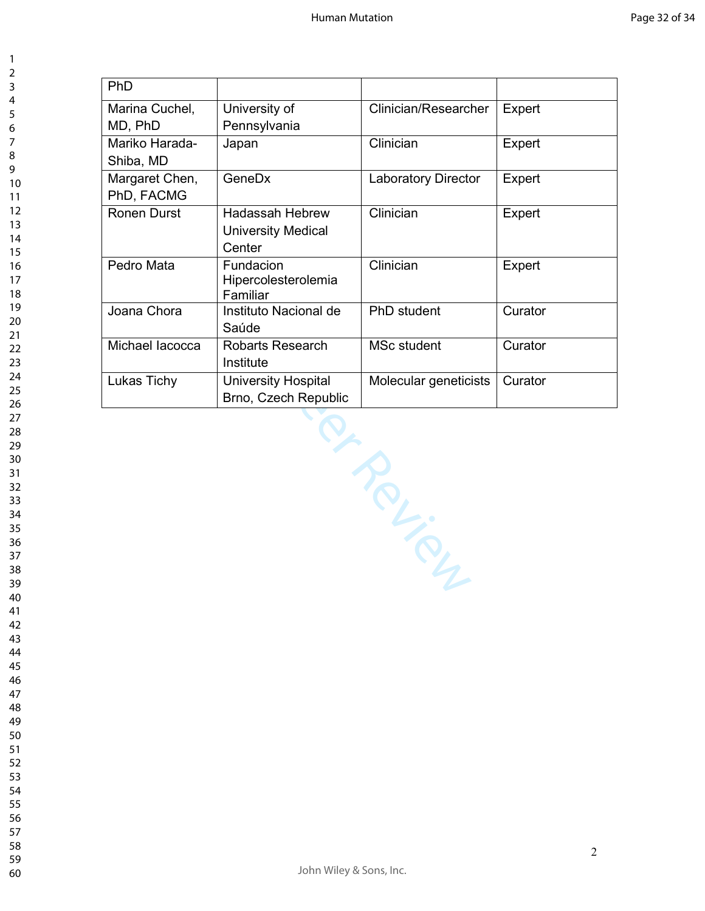| PhD | | | |
|---|---|---|---|
| Marina Cuchel, MD, PhD | University of Pennsylvania | Clinician/Researcher | Expert |
| Mariko Harada-Shiba, MD | Japan | Clinician | Expert |
| Margaret Chen, PhD, FACMG | GeneDx | Laboratory Director | Expert |
| Ronen Durst | Hadassah Hebrew University Medical Center | Clinician | Expert |
| Pedro Mata | Fundacion Hipercolesterolemia Familiar | Clinician | Expert |
| Joana Chora | Instituto Nacional de Saúde | PhD student | Curator |
| Michael Iacocca | Robarts Research Institute | MSc student | Curator |
| Lukas Tichy | University Hospital Brno, Czech Republic | Molecular geneticists | Curator |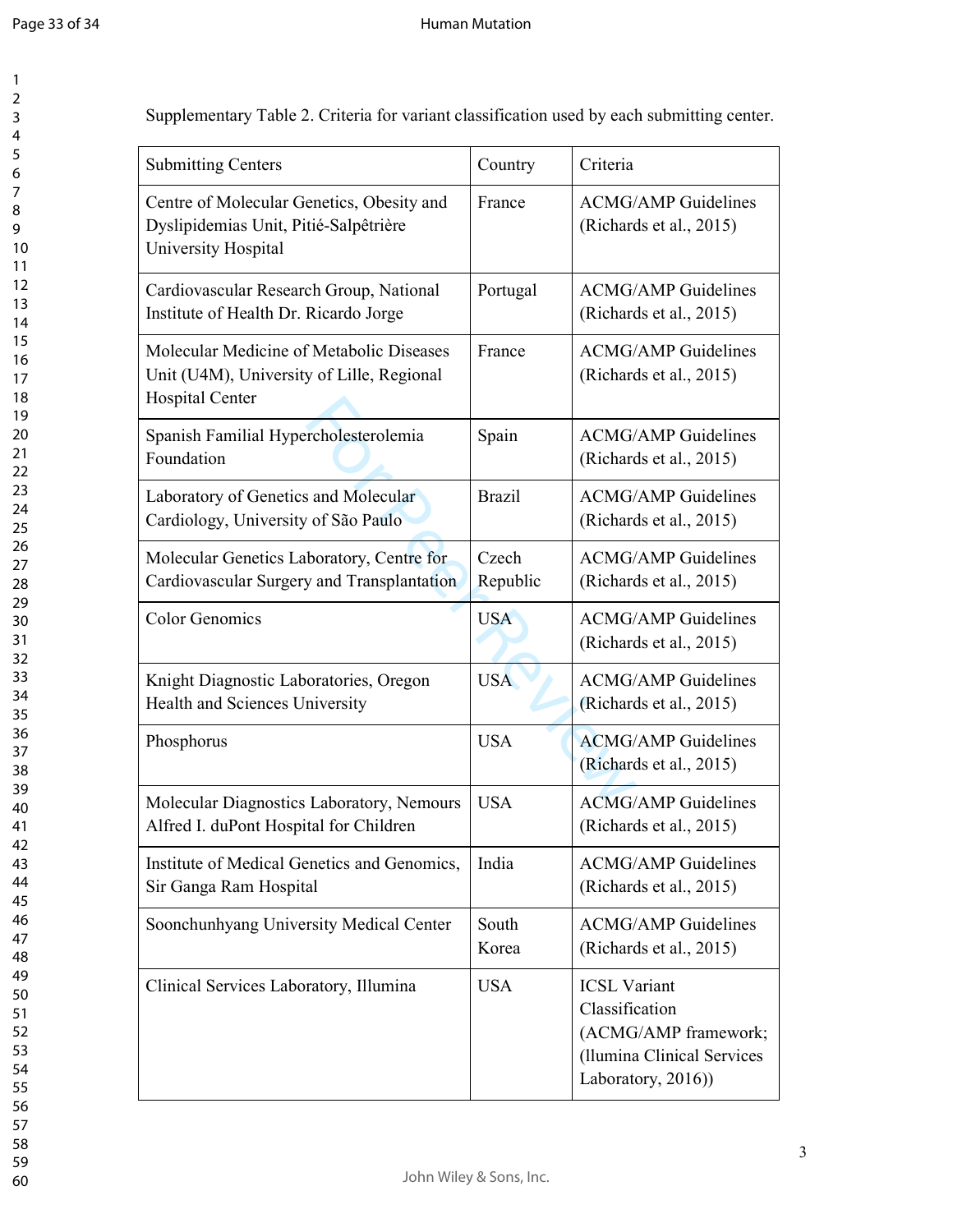Supplementary Table 2. Criteria for variant classification used by each submitting center.

| Submitting Centers | Country | Criteria |
|---|---|---|
| Centre of Molecular Genetics, Obesity and Dyslipidemias Unit, Pitié-Salpêtrière University Hospital | France | ACMG/AMP Guidelines (Richards et al., 2015) |
| Cardiovascular Research Group, National Institute of Health Dr. Ricardo Jorge | Portugal | ACMG/AMP Guidelines (Richards et al., 2015) |
| Molecular Medicine of Metabolic Diseases Unit (U4M), University of Lille, Regional Hospital Center | France | ACMG/AMP Guidelines (Richards et al., 2015) |
| Spanish Familial Hypercholesterolemia Foundation | Spain | ACMG/AMP Guidelines (Richards et al., 2015) |
| Laboratory of Genetics and Molecular Cardiology, University of São Paulo | Brazil | ACMG/AMP Guidelines (Richards et al., 2015) |
| Molecular Genetics Laboratory, Centre for Cardiovascular Surgery and Transplantation | Czech Republic | ACMG/AMP Guidelines (Richards et al., 2015) |
| Color Genomics | USA | ACMG/AMP Guidelines (Richards et al., 2015) |
| Knight Diagnostic Laboratories, Oregon Health and Sciences University | USA | ACMG/AMP Guidelines (Richards et al., 2015) |
| Phosphorus | USA | ACMG/AMP Guidelines (Richards et al., 2015) |
| Molecular Diagnostics Laboratory, Nemours Alfred I. duPont Hospital for Children | USA | ACMG/AMP Guidelines (Richards et al., 2015) |
| Institute of Medical Genetics and Genomics, Sir Ganga Ram Hospital | India | ACMG/AMP Guidelines (Richards et al., 2015) |
| Soonchunhyang University Medical Center | South Korea | ACMG/AMP Guidelines (Richards et al., 2015) |
| Clinical Services Laboratory, Illumina | USA | ICSL Variant Classification (ACMG/AMP framework; (llumina Clinical Services Laboratory, 2016)) |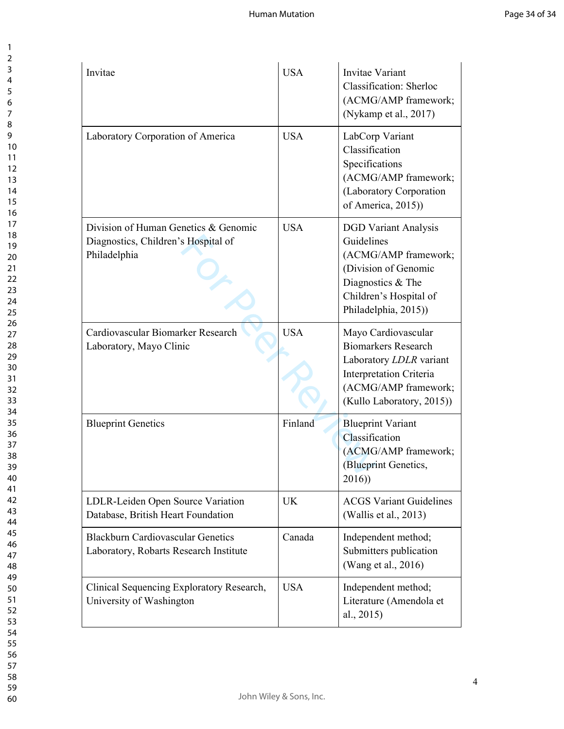| | | |
|---|---|---|
| Invitae | USA | Invitae Variant Classification: Sherloc (ACMG/AMP framework; (Nykamp et al., 2017) |
| Laboratory Corporation of America | USA | LabCorp Variant Classification Specifications (ACMG/AMP framework; (Laboratory Corporation of America, 2015)) |
| Division of Human Genetics & Genomic Diagnostics, Children's Hospital of Philadelphia | USA | DGD Variant Analysis Guidelines (ACMG/AMP framework; (Division of Genomic Diagnostics & The Children's Hospital of Philadelphia, 2015)) |
| Cardiovascular Biomarker Research Laboratory, Mayo Clinic | USA | Mayo Cardiovascular Biomarkers Research Laboratory *LDLR* variant Interpretation Criteria (ACMG/AMP framework; (Kullo Laboratory, 2015)) |
| Blueprint Genetics | Finland | Blueprint Variant Classification (ACMG/AMP framework; (Blueprint Genetics, 2016)) |
| LDLR-Leiden Open Source Variation Database, British Heart Foundation | UK | ACGS Variant Guidelines (Wallis et al., 2013) |
| Blackburn Cardiovascular Genetics Laboratory, Robarts Research Institute | Canada | Independent method; Submitters publication (Wang et al., 2016) |
| Clinical Sequencing Exploratory Research, University of Washington | USA | Independent method; Literature (Amendola et al., 2015) |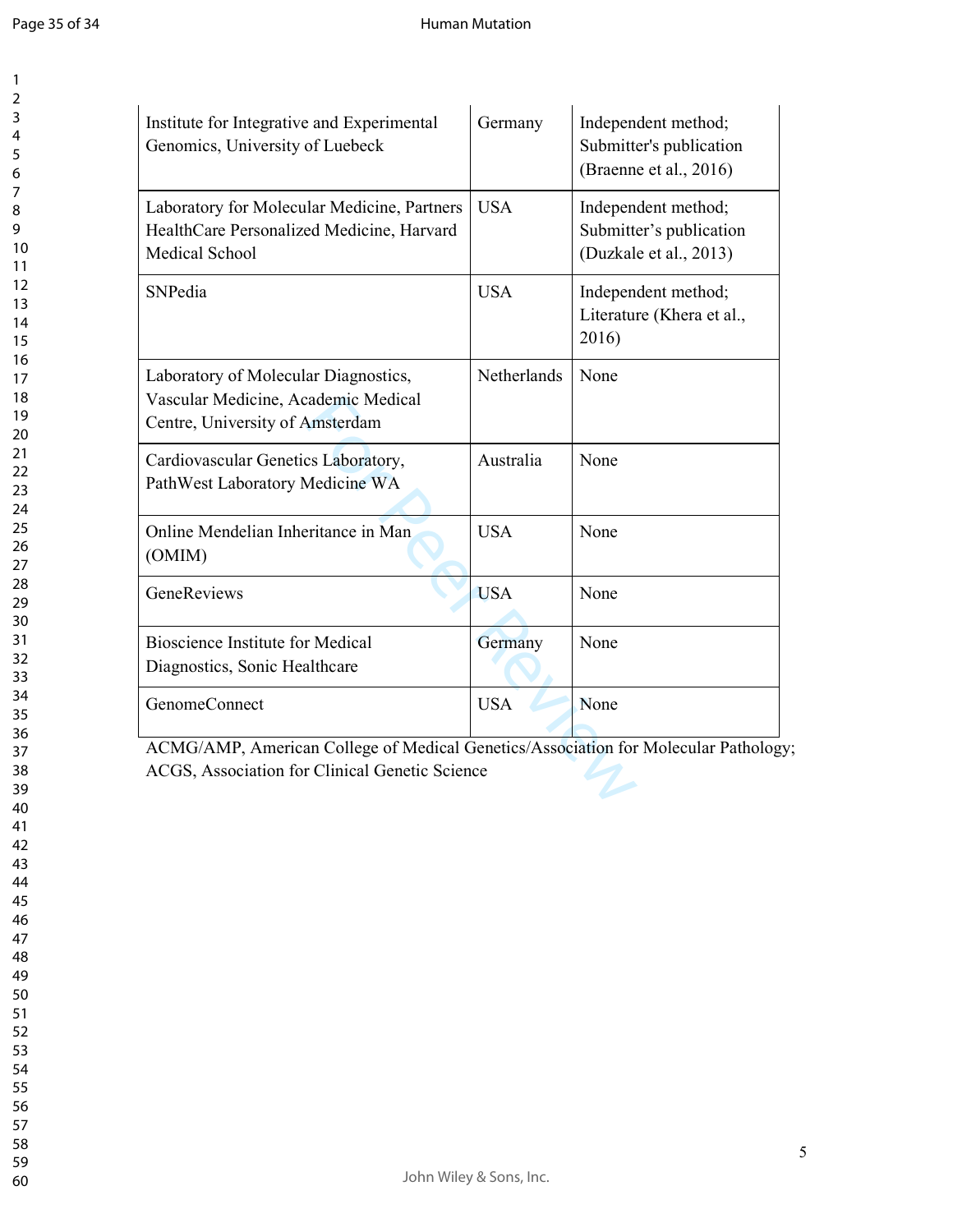| | | |
|---|---|---|
| Institute for Integrative and Experimental Genomics, University of Luebeck | Germany | Independent method; Submitter's publication (Braenne et al., 2016) |
| Laboratory for Molecular Medicine, Partners HealthCare Personalized Medicine, Harvard Medical School | USA | Independent method; Submitter's publication (Duzkale et al., 2013) |
| SNPedia | USA | Independent method; Literature (Khera et al., 2016) |
| Laboratory of Molecular Diagnostics, Vascular Medicine, Academic Medical Centre, University of Amsterdam | Netherlands | None |
| Cardiovascular Genetics Laboratory, PathWest Laboratory Medicine WA | Australia | None |
| Online Mendelian Inheritance in Man (OMIM) | USA | None |
| GeneReviews | USA | None |
| Bioscience Institute for Medical Diagnostics, Sonic Healthcare | Germany | None |
| GenomeConnect | USA | None |

ACMG/AMP, American College of Medical Genetics/Association for Molecular Pathology; ACGS, Association for Clinical Genetic Science